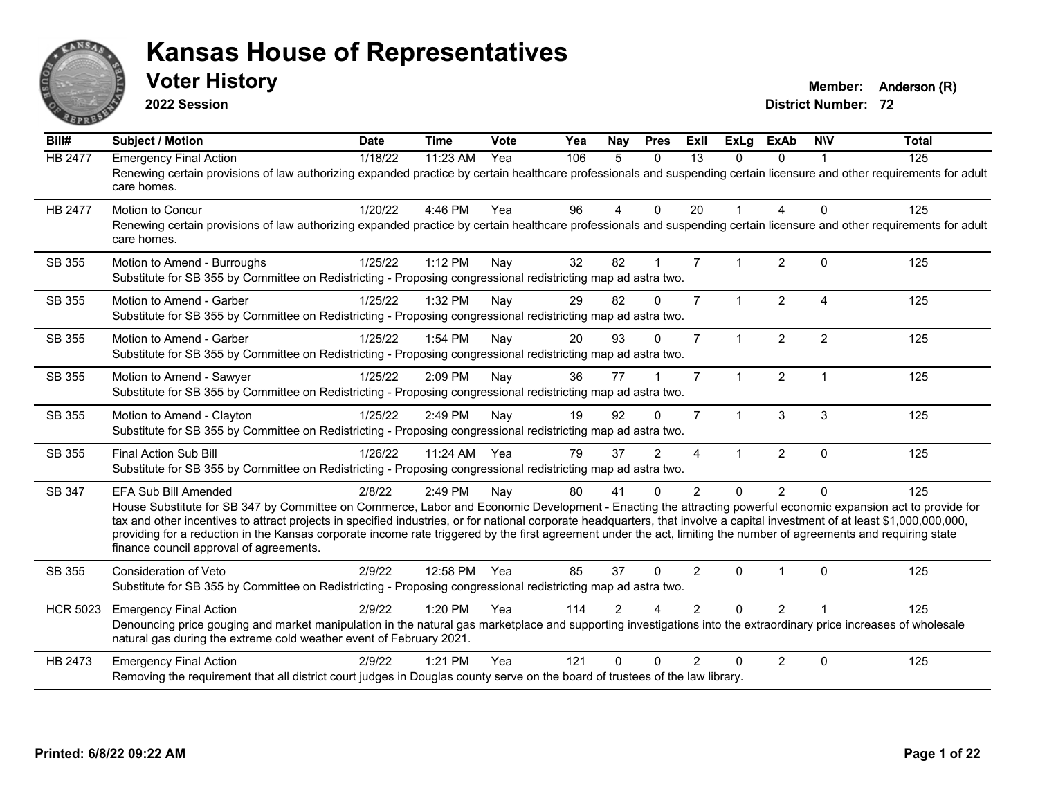# Kansas House of Representatives

## Voter History

**2022 Session**

**Member:** Anderson (R)
**District Number:** 72

| Bill# | Subject / Motion | Date | Time | Vote | Yea | Nay | Pres | ExII | ExLg | ExAb | N\V | Total |
|---|---|---|---|---|---|---|---|---|---|---|---|---|
| HB 2477 | Emergency Final Action | 1/18/22 | 11:23 AM | Yea | 106 | 5 | 0 | 13 | 0 | 0 | 1 | 125 |
| | Renewing certain provisions of law authorizing expanded practice by certain healthcare professionals and suspending certain licensure and other requirements for adult care homes. | | | | | | | | | | | |
| HB 2477 | Motion to Concur | 1/20/22 | 4:46 PM | Yea | 96 | 4 | 0 | 20 | 1 | 4 | 0 | 125 |
| | Renewing certain provisions of law authorizing expanded practice by certain healthcare professionals and suspending certain licensure and other requirements for adult care homes. | | | | | | | | | | | |
| SB 355 | Motion to Amend - Burroughs | 1/25/22 | 1:12 PM | Nay | 32 | 82 | 1 | 7 | 1 | 2 | 0 | 125 |
| | Substitute for SB 355 by Committee on Redistricting - Proposing congressional redistricting map ad astra two. | | | | | | | | | | | |
| SB 355 | Motion to Amend - Garber | 1/25/22 | 1:32 PM | Nay | 29 | 82 | 0 | 7 | 1 | 2 | 4 | 125 |
| | Substitute for SB 355 by Committee on Redistricting - Proposing congressional redistricting map ad astra two. | | | | | | | | | | | |
| SB 355 | Motion to Amend - Garber | 1/25/22 | 1:54 PM | Nay | 20 | 93 | 0 | 7 | 1 | 2 | 2 | 125 |
| | Substitute for SB 355 by Committee on Redistricting - Proposing congressional redistricting map ad astra two. | | | | | | | | | | | |
| SB 355 | Motion to Amend - Sawyer | 1/25/22 | 2:09 PM | Nay | 36 | 77 | 1 | 7 | 1 | 2 | 1 | 125 |
| | Substitute for SB 355 by Committee on Redistricting - Proposing congressional redistricting map ad astra two. | | | | | | | | | | | |
| SB 355 | Motion to Amend - Clayton | 1/25/22 | 2:49 PM | Nay | 19 | 92 | 0 | 7 | 1 | 3 | 3 | 125 |
| | Substitute for SB 355 by Committee on Redistricting - Proposing congressional redistricting map ad astra two. | | | | | | | | | | | |
| SB 355 | Final Action Sub Bill | 1/26/22 | 11:24 AM | Yea | 79 | 37 | 2 | 4 | 1 | 2 | 0 | 125 |
| | Substitute for SB 355 by Committee on Redistricting - Proposing congressional redistricting map ad astra two. | | | | | | | | | | | |
| SB 347 | EFA Sub Bill Amended | 2/8/22 | 2:49 PM | Nay | 80 | 41 | 0 | 2 | 0 | 2 | 0 | 125 |
| | House Substitute for SB 347 by Committee on Commerce, Labor and Economic Development - Enacting the attracting powerful economic expansion act to provide for tax and other incentives to attract projects in specified industries, or for national corporate headquarters, that involve a capital investment of at least $1,000,000,000, providing for a reduction in the Kansas corporate income rate triggered by the first agreement under the act, limiting the number of agreements and requiring state finance council approval of agreements. | | | | | | | | | | | |
| SB 355 | Consideration of Veto | 2/9/22 | 12:58 PM | Yea | 85 | 37 | 0 | 2 | 0 | 1 | 0 | 125 |
| | Substitute for SB 355 by Committee on Redistricting - Proposing congressional redistricting map ad astra two. | | | | | | | | | | | |
| HCR 5023 | Emergency Final Action | 2/9/22 | 1:20 PM | Yea | 114 | 2 | 4 | 2 | 0 | 2 | 1 | 125 |
| | Denouncing price gouging and market manipulation in the natural gas marketplace and supporting investigations into the extraordinary price increases of wholesale natural gas during the extreme cold weather event of February 2021. | | | | | | | | | | | |
| HB 2473 | Emergency Final Action | 2/9/22 | 1:21 PM | Yea | 121 | 0 | 0 | 2 | 0 | 2 | 0 | 125 |
| | Removing the requirement that all district court judges in Douglas county serve on the board of trustees of the law library. | | | | | | | | | | | |

**Printed: 6/8/22 09:22 AM**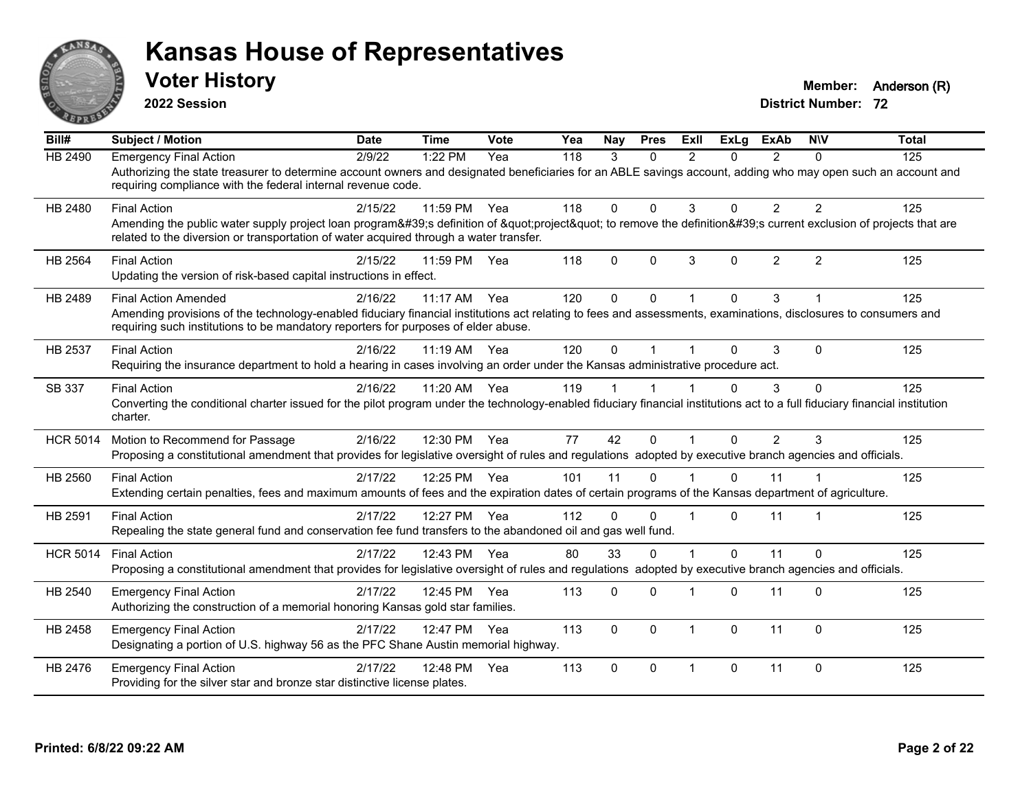# Kansas House of Representatives

## Voter History

**2022 Session**

**Member:** Anderson (R)
**District Number:** 72

| Bill# | Subject / Motion | Date | Time | Vote | Yea | Nay | Pres | ExII | ExLg | ExAb | N\V | Total |
|---|---|---|---|---|---|---|---|---|---|---|---|---|
| HB 2490 | Emergency Final Action | 2/9/22 | 1:22 PM | Yea | 118 | 3 | 0 | 2 | 0 | 2 | 0 | 125 |
| | Authorizing the state treasurer to determine account owners and designated beneficiaries for an ABLE savings account, adding who may open such an account and requiring compliance with the federal internal revenue code. | | | | | | | | | | | |
| HB 2480 | Final Action | 2/15/22 | 11:59 PM | Yea | 118 | 0 | 0 | 3 | 0 | 2 | 2 | 125 |
| | Amending the public water supply project loan program&#39;s definition of &quot;project&quot; to remove the definition&#39;s current exclusion of projects that are related to the diversion or transportation of water acquired through a water transfer. | | | | | | | | | | | |
| HB 2564 | Final Action | 2/15/22 | 11:59 PM | Yea | 118 | 0 | 0 | 3 | 0 | 2 | 2 | 125 |
| | Updating the version of risk-based capital instructions in effect. | | | | | | | | | | | |
| HB 2489 | Final Action Amended | 2/16/22 | 11:17 AM | Yea | 120 | 0 | 0 | 1 | 0 | 3 | 1 | 125 |
| | Amending provisions of the technology-enabled fiduciary financial institutions act relating to fees and assessments, examinations, disclosures to consumers and requiring such institutions to be mandatory reporters for purposes of elder abuse. | | | | | | | | | | | |
| HB 2537 | Final Action | 2/16/22 | 11:19 AM | Yea | 120 | 0 | 1 | 1 | 0 | 3 | 0 | 125 |
| | Requiring the insurance department to hold a hearing in cases involving an order under the Kansas administrative procedure act. | | | | | | | | | | | |
| SB 337 | Final Action | 2/16/22 | 11:20 AM | Yea | 119 | 1 | 1 | 1 | 0 | 3 | 0 | 125 |
| | Converting the conditional charter issued for the pilot program under the technology-enabled fiduciary financial institutions act to a full fiduciary financial institution charter. | | | | | | | | | | | |
| HCR 5014 | Motion to Recommend for Passage | 2/16/22 | 12:30 PM | Yea | 77 | 42 | 0 | 1 | 0 | 2 | 3 | 125 |
| | Proposing a constitutional amendment that provides for legislative oversight of rules and regulations adopted by executive branch agencies and officials. | | | | | | | | | | | |
| HB 2560 | Final Action | 2/17/22 | 12:25 PM | Yea | 101 | 11 | 0 | 1 | 0 | 11 | 1 | 125 |
| | Extending certain penalties, fees and maximum amounts of fees and the expiration dates of certain programs of the Kansas department of agriculture. | | | | | | | | | | | |
| HB 2591 | Final Action | 2/17/22 | 12:27 PM | Yea | 112 | 0 | 0 | 1 | 0 | 11 | 1 | 125 |
| | Repealing the state general fund and conservation fee fund transfers to the abandoned oil and gas well fund. | | | | | | | | | | | |
| HCR 5014 | Final Action | 2/17/22 | 12:43 PM | Yea | 80 | 33 | 0 | 1 | 0 | 11 | 0 | 125 |
| | Proposing a constitutional amendment that provides for legislative oversight of rules and regulations adopted by executive branch agencies and officials. | | | | | | | | | | | |
| HB 2540 | Emergency Final Action | 2/17/22 | 12:45 PM | Yea | 113 | 0 | 0 | 1 | 0 | 11 | 0 | 125 |
| | Authorizing the construction of a memorial honoring Kansas gold star families. | | | | | | | | | | | |
| HB 2458 | Emergency Final Action | 2/17/22 | 12:47 PM | Yea | 113 | 0 | 0 | 1 | 0 | 11 | 0 | 125 |
| | Designating a portion of U.S. highway 56 as the PFC Shane Austin memorial highway. | | | | | | | | | | | |
| HB 2476 | Emergency Final Action | 2/17/22 | 12:48 PM | Yea | 113 | 0 | 0 | 1 | 0 | 11 | 0 | 125 |
| | Providing for the silver star and bronze star distinctive license plates. | | | | | | | | | | | |

**Printed: 6/8/22 09:22 AM**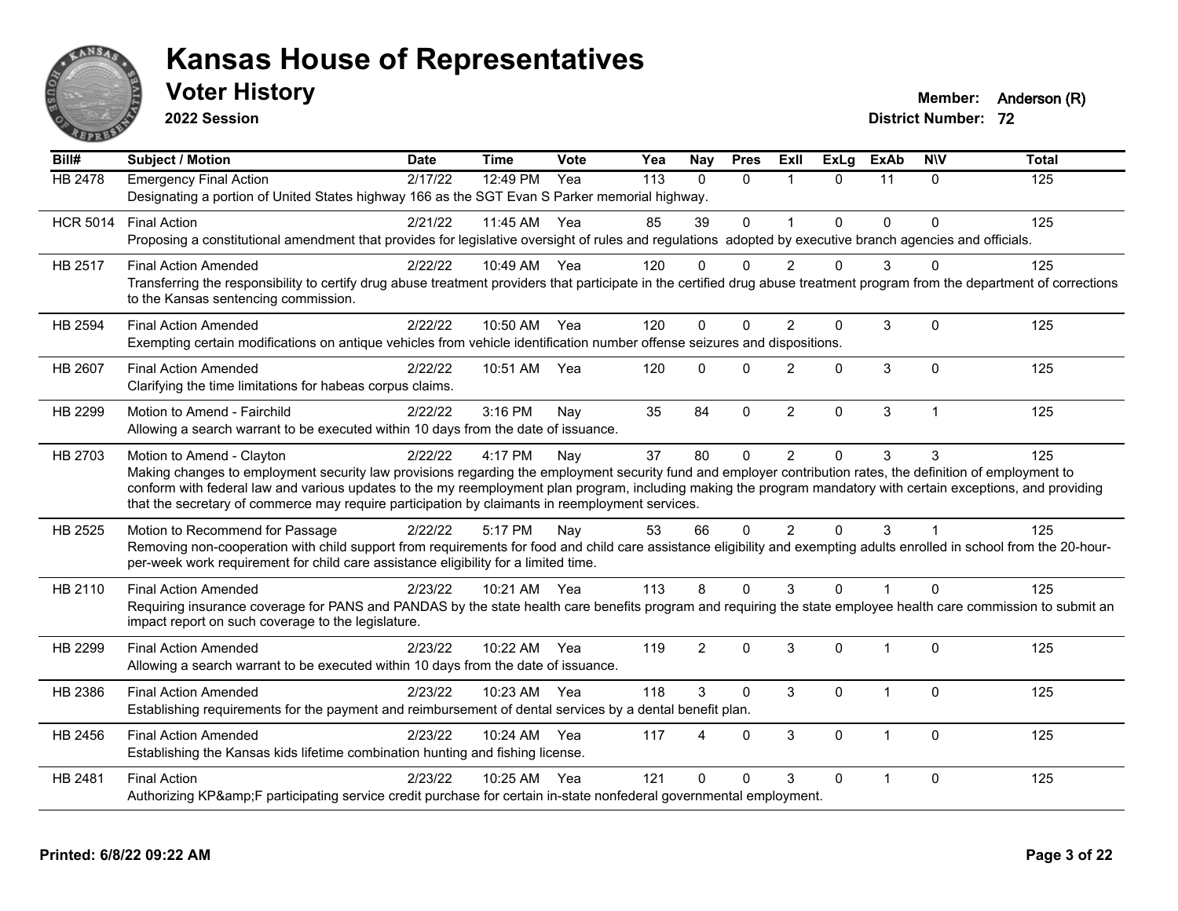# Kansas House of Representatives

## Voter History

**2022 Session**

**Member:** Anderson (R)
**District Number:** 72

| Bill# | Subject / Motion | Date | Time | Vote | Yea | Nay | Pres | ExII | ExLg | ExAb | N\V | Total |
|---|---|---|---|---|---|---|---|---|---|---|---|---|
| HB 2478 | Emergency Final Action | 2/17/22 | 12:49 PM | Yea | 113 | 0 | 0 | 1 | 0 | 11 | 0 | 125 |
| | Designating a portion of United States highway 166 as the SGT Evan S Parker memorial highway. | | | | | | | | | | | |
| HCR 5014 | Final Action | 2/21/22 | 11:45 AM | Yea | 85 | 39 | 0 | 1 | 0 | 0 | 0 | 125 |
| | Proposing a constitutional amendment that provides for legislative oversight of rules and regulations adopted by executive branch agencies and officials. | | | | | | | | | | | |
| HB 2517 | Final Action Amended | 2/22/22 | 10:49 AM | Yea | 120 | 0 | 0 | 2 | 0 | 3 | 0 | 125 |
| | Transferring the responsibility to certify drug abuse treatment providers that participate in the certified drug abuse treatment program from the department of corrections to the Kansas sentencing commission. | | | | | | | | | | | |
| HB 2594 | Final Action Amended | 2/22/22 | 10:50 AM | Yea | 120 | 0 | 0 | 2 | 0 | 3 | 0 | 125 |
| | Exempting certain modifications on antique vehicles from vehicle identification number offense seizures and dispositions. | | | | | | | | | | | |
| HB 2607 | Final Action Amended | 2/22/22 | 10:51 AM | Yea | 120 | 0 | 0 | 2 | 0 | 3 | 0 | 125 |
| | Clarifying the time limitations for habeas corpus claims. | | | | | | | | | | | |
| HB 2299 | Motion to Amend - Fairchild | 2/22/22 | 3:16 PM | Nay | 35 | 84 | 0 | 2 | 0 | 3 | 1 | 125 |
| | Allowing a search warrant to be executed within 10 days from the date of issuance. | | | | | | | | | | | |
| HB 2703 | Motion to Amend - Clayton | 2/22/22 | 4:17 PM | Nay | 37 | 80 | 0 | 2 | 0 | 3 | 3 | 125 |
| | Making changes to employment security law provisions regarding the employment security fund and employer contribution rates, the definition of employment to conform with federal law and various updates to the my reemployment plan program, including making the program mandatory with certain exceptions, and providing that the secretary of commerce may require participation by claimants in reemployment services. | | | | | | | | | | | |
| HB 2525 | Motion to Recommend for Passage | 2/22/22 | 5:17 PM | Nay | 53 | 66 | 0 | 2 | 0 | 3 | 1 | 125 |
| | Removing non-cooperation with child support from requirements for food and child care assistance eligibility and exempting adults enrolled in school from the 20-hour-per-week work requirement for child care assistance eligibility for a limited time. | | | | | | | | | | | |
| HB 2110 | Final Action Amended | 2/23/22 | 10:21 AM | Yea | 113 | 8 | 0 | 3 | 0 | 1 | 0 | 125 |
| | Requiring insurance coverage for PANS and PANDAS by the state health care benefits program and requiring the state employee health care commission to submit an impact report on such coverage to the legislature. | | | | | | | | | | | |
| HB 2299 | Final Action Amended | 2/23/22 | 10:22 AM | Yea | 119 | 2 | 0 | 3 | 0 | 1 | 0 | 125 |
| | Allowing a search warrant to be executed within 10 days from the date of issuance. | | | | | | | | | | | |
| HB 2386 | Final Action Amended | 2/23/22 | 10:23 AM | Yea | 118 | 3 | 0 | 3 | 0 | 1 | 0 | 125 |
| | Establishing requirements for the payment and reimbursement of dental services by a dental benefit plan. | | | | | | | | | | | |
| HB 2456 | Final Action Amended | 2/23/22 | 10:24 AM | Yea | 117 | 4 | 0 | 3 | 0 | 1 | 0 | 125 |
| | Establishing the Kansas kids lifetime combination hunting and fishing license. | | | | | | | | | | | |
| HB 2481 | Final Action | 2/23/22 | 10:25 AM | Yea | 121 | 0 | 0 | 3 | 0 | 1 | 0 | 125 |
| | Authorizing KP&amp;F participating service credit purchase for certain in-state nonfederal governmental employment. | | | | | | | | | | | |

**Printed: 6/8/22 09:22 AM**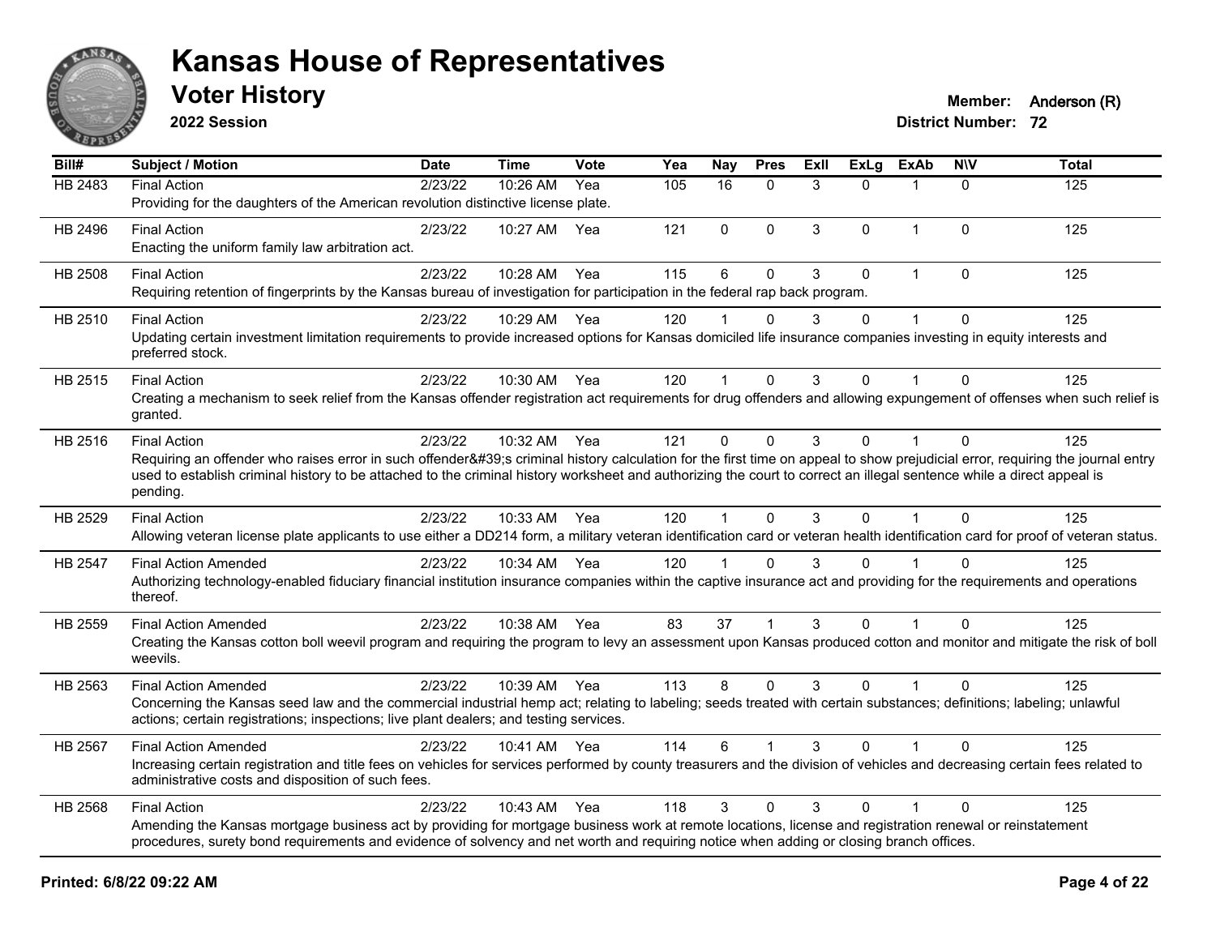# Kansas House of Representatives

## Voter History

**2022 Session**

**Member:** Anderson (R)
**District Number:** 72

| Bill# | Subject / Motion | Date | Time | Vote | Yea | Nay | Pres | ExII | ExLg | ExAb | N\V | Total |
|---|---|---|---|---|---|---|---|---|---|---|---|---|
| HB 2483 | Final Action | 2/23/22 | 10:26 AM | Yea | 105 | 16 | 0 | 3 | 0 | 1 | 0 | 125 |
| | Providing for the daughters of the American revolution distinctive license plate. | | | | | | | | | | | |
| HB 2496 | Final Action | 2/23/22 | 10:27 AM | Yea | 121 | 0 | 0 | 3 | 0 | 1 | 0 | 125 |
| | Enacting the uniform family law arbitration act. | | | | | | | | | | | |
| HB 2508 | Final Action | 2/23/22 | 10:28 AM | Yea | 115 | 6 | 0 | 3 | 0 | 1 | 0 | 125 |
| | Requiring retention of fingerprints by the Kansas bureau of investigation for participation in the federal rap back program. | | | | | | | | | | | |
| HB 2510 | Final Action | 2/23/22 | 10:29 AM | Yea | 120 | 1 | 0 | 3 | 0 | 1 | 0 | 125 |
| | Updating certain investment limitation requirements to provide increased options for Kansas domiciled life insurance companies investing in equity interests and preferred stock. | | | | | | | | | | | |
| HB 2515 | Final Action | 2/23/22 | 10:30 AM | Yea | 120 | 1 | 0 | 3 | 0 | 1 | 0 | 125 |
| | Creating a mechanism to seek relief from the Kansas offender registration act requirements for drug offenders and allowing expungement of offenses when such relief is granted. | | | | | | | | | | | |
| HB 2516 | Final Action | 2/23/22 | 10:32 AM | Yea | 121 | 0 | 0 | 3 | 0 | 1 | 0 | 125 |
| | Requiring an offender who raises error in such offender&#39;s criminal history calculation for the first time on appeal to show prejudicial error, requiring the journal entry used to establish criminal history to be attached to the criminal history worksheet and authorizing the court to correct an illegal sentence while a direct appeal is pending. | | | | | | | | | | | |
| HB 2529 | Final Action | 2/23/22 | 10:33 AM | Yea | 120 | 1 | 0 | 3 | 0 | 1 | 0 | 125 |
| | Allowing veteran license plate applicants to use either a DD214 form, a military veteran identification card or veteran health identification card for proof of veteran status. | | | | | | | | | | | |
| HB 2547 | Final Action Amended | 2/23/22 | 10:34 AM | Yea | 120 | 1 | 0 | 3 | 0 | 1 | 0 | 125 |
| | Authorizing technology-enabled fiduciary financial institution insurance companies within the captive insurance act and providing for the requirements and operations thereof. | | | | | | | | | | | |
| HB 2559 | Final Action Amended | 2/23/22 | 10:38 AM | Yea | 83 | 37 | 1 | 3 | 0 | 1 | 0 | 125 |
| | Creating the Kansas cotton boll weevil program and requiring the program to levy an assessment upon Kansas produced cotton and monitor and mitigate the risk of boll weevils. | | | | | | | | | | | |
| HB 2563 | Final Action Amended | 2/23/22 | 10:39 AM | Yea | 113 | 8 | 0 | 3 | 0 | 1 | 0 | 125 |
| | Concerning the Kansas seed law and the commercial industrial hemp act; relating to labeling; seeds treated with certain substances; definitions; labeling; unlawful actions; certain registrations; inspections; live plant dealers; and testing services. | | | | | | | | | | | |
| HB 2567 | Final Action Amended | 2/23/22 | 10:41 AM | Yea | 114 | 6 | 1 | 3 | 0 | 1 | 0 | 125 |
| | Increasing certain registration and title fees on vehicles for services performed by county treasurers and the division of vehicles and decreasing certain fees related to administrative costs and disposition of such fees. | | | | | | | | | | | |
| HB 2568 | Final Action | 2/23/22 | 10:43 AM | Yea | 118 | 3 | 0 | 3 | 0 | 1 | 0 | 125 |
| | Amending the Kansas mortgage business act by providing for mortgage business work at remote locations, license and registration renewal or reinstatement procedures, surety bond requirements and evidence of solvency and net worth and requiring notice when adding or closing branch offices. | | | | | | | | | | | |

**Printed: 6/8/22 09:22 AM**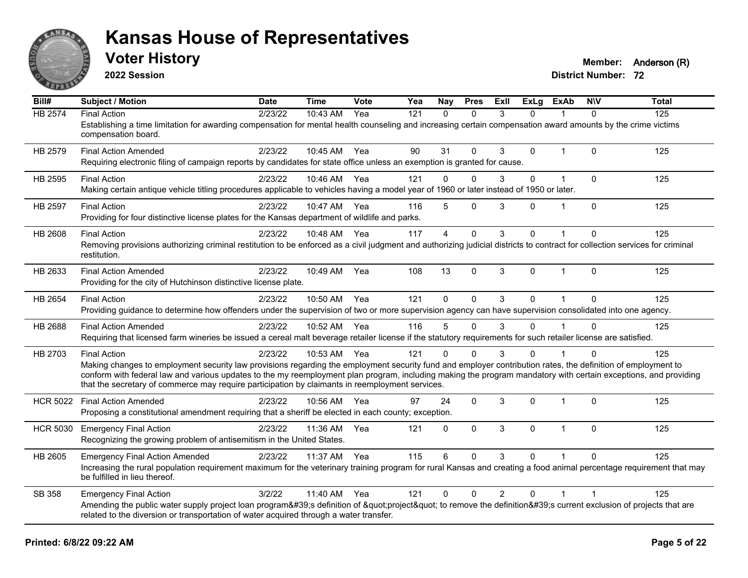# Kansas House of Representatives

## Voter History

**2022 Session**

**Member:** Anderson (R)

**District Number:** 72

| Bill# | Subject / Motion | Date | Time | Vote | Yea | Nay | Pres | ExII | ExLg | ExAb | N\V | Total |
|---|---|---|---|---|---|---|---|---|---|---|---|---|
| HB 2574 | Final Action | 2/23/22 | 10:43 AM | Yea | 121 | 0 | 0 | 3 | 0 | 1 | 0 | 125 |
| | Establishing a time limitation for awarding compensation for mental health counseling and increasing certain compensation award amounts by the crime victims compensation board. | | | | | | | | | | | |
| HB 2579 | Final Action Amended | 2/23/22 | 10:45 AM | Yea | 90 | 31 | 0 | 3 | 0 | 1 | 0 | 125 |
| | Requiring electronic filing of campaign reports by candidates for state office unless an exemption is granted for cause. | | | | | | | | | | | |
| HB 2595 | Final Action | 2/23/22 | 10:46 AM | Yea | 121 | 0 | 0 | 3 | 0 | 1 | 0 | 125 |
| | Making certain antique vehicle titling procedures applicable to vehicles having a model year of 1960 or later instead of 1950 or later. | | | | | | | | | | | |
| HB 2597 | Final Action | 2/23/22 | 10:47 AM | Yea | 116 | 5 | 0 | 3 | 0 | 1 | 0 | 125 |
| | Providing for four distinctive license plates for the Kansas department of wildlife and parks. | | | | | | | | | | | |
| HB 2608 | Final Action | 2/23/22 | 10:48 AM | Yea | 117 | 4 | 0 | 3 | 0 | 1 | 0 | 125 |
| | Removing provisions authorizing criminal restitution to be enforced as a civil judgment and authorizing judicial districts to contract for collection services for criminal restitution. | | | | | | | | | | | |
| HB 2633 | Final Action Amended | 2/23/22 | 10:49 AM | Yea | 108 | 13 | 0 | 3 | 0 | 1 | 0 | 125 |
| | Providing for the city of Hutchinson distinctive license plate. | | | | | | | | | | | |
| HB 2654 | Final Action | 2/23/22 | 10:50 AM | Yea | 121 | 0 | 0 | 3 | 0 | 1 | 0 | 125 |
| | Providing guidance to determine how offenders under the supervision of two or more supervision agency can have supervision consolidated into one agency. | | | | | | | | | | | |
| HB 2688 | Final Action Amended | 2/23/22 | 10:52 AM | Yea | 116 | 5 | 0 | 3 | 0 | 1 | 0 | 125 |
| | Requiring that licensed farm wineries be issued a cereal malt beverage retailer license if the statutory requirements for such retailer license are satisfied. | | | | | | | | | | | |
| HB 2703 | Final Action | 2/23/22 | 10:53 AM | Yea | 121 | 0 | 0 | 3 | 0 | 1 | 0 | 125 |
| | Making changes to employment security law provisions regarding the employment security fund and employer contribution rates, the definition of employment to conform with federal law and various updates to the my reemployment plan program, including making the program mandatory with certain exceptions, and providing that the secretary of commerce may require participation by claimants in reemployment services. | | | | | | | | | | | |
| HCR 5022 | Final Action Amended | 2/23/22 | 10:56 AM | Yea | 97 | 24 | 0 | 3 | 0 | 1 | 0 | 125 |
| | Proposing a constitutional amendment requiring that a sheriff be elected in each county; exception. | | | | | | | | | | | |
| HCR 5030 | Emergency Final Action | 2/23/22 | 11:36 AM | Yea | 121 | 0 | 0 | 3 | 0 | 1 | 0 | 125 |
| | Recognizing the growing problem of antisemitism in the United States. | | | | | | | | | | | |
| HB 2605 | Emergency Final Action Amended | 2/23/22 | 11:37 AM | Yea | 115 | 6 | 0 | 3 | 0 | 1 | 0 | 125 |
| | Increasing the rural population requirement maximum for the veterinary training program for rural Kansas and creating a food animal percentage requirement that may be fulfilled in lieu thereof. | | | | | | | | | | | |
| SB 358 | Emergency Final Action | 3/2/22 | 11:40 AM | Yea | 121 | 0 | 0 | 2 | 0 | 1 | 1 | 125 |
| | Amending the public water supply project loan program&#39;s definition of &quot;project&quot; to remove the definition&#39;s current exclusion of projects that are related to the diversion or transportation of water acquired through a water transfer. | | | | | | | | | | | |

**Printed: 6/8/22 09:22 AM**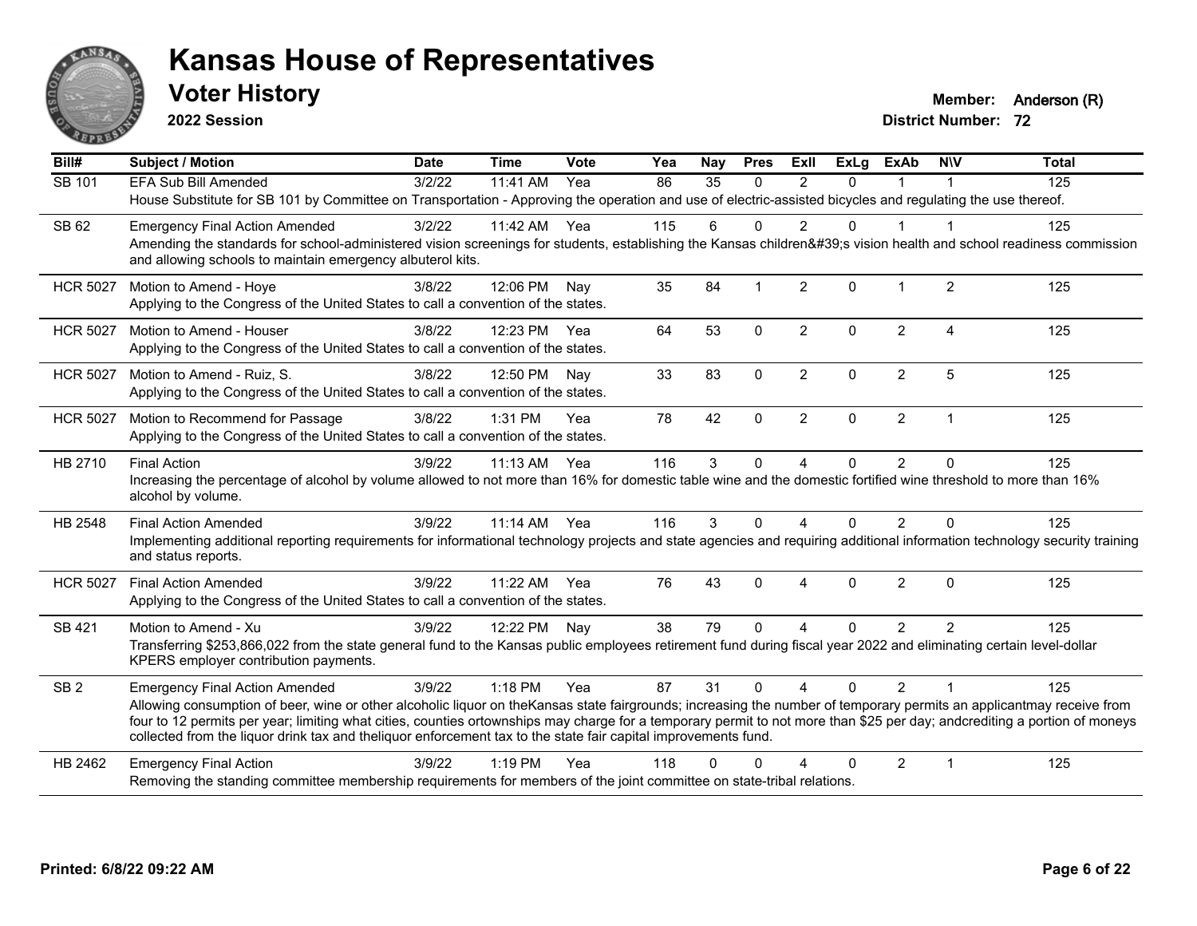# Kansas House of Representatives

## Voter History

**2022 Session**

**Member:** Anderson (R)
**District Number:** 72

| Bill# | Subject / Motion | Date | Time | Vote | Yea | Nay | Pres | ExII | ExLg | ExAb | N\V | Total |
|---|---|---|---|---|---|---|---|---|---|---|---|---|
| SB 101 | EFA Sub Bill Amended | 3/2/22 | 11:41 AM | Yea | 86 | 35 | 0 | 2 | 0 | 1 | 1 | 125 |
| | House Substitute for SB 101 by Committee on Transportation - Approving the operation and use of electric-assisted bicycles and regulating the use thereof. | | | | | | | | | | | |
| SB 62 | Emergency Final Action Amended | 3/2/22 | 11:42 AM | Yea | 115 | 6 | 0 | 2 | 0 | 1 | 1 | 125 |
| | Amending the standards for school-administered vision screenings for students, establishing the Kansas children&#39;s vision health and school readiness commission and allowing schools to maintain emergency albuterol kits. | | | | | | | | | | | |
| HCR 5027 | Motion to Amend - Hoye | 3/8/22 | 12:06 PM | Nay | 35 | 84 | 1 | 2 | 0 | 1 | 2 | 125 |
| | Applying to the Congress of the United States to call a convention of the states. | | | | | | | | | | | |
| HCR 5027 | Motion to Amend - Houser | 3/8/22 | 12:23 PM | Yea | 64 | 53 | 0 | 2 | 0 | 2 | 4 | 125 |
| | Applying to the Congress of the United States to call a convention of the states. | | | | | | | | | | | |
| HCR 5027 | Motion to Amend - Ruiz, S. | 3/8/22 | 12:50 PM | Nay | 33 | 83 | 0 | 2 | 0 | 2 | 5 | 125 |
| | Applying to the Congress of the United States to call a convention of the states. | | | | | | | | | | | |
| HCR 5027 | Motion to Recommend for Passage | 3/8/22 | 1:31 PM | Yea | 78 | 42 | 0 | 2 | 0 | 2 | 1 | 125 |
| | Applying to the Congress of the United States to call a convention of the states. | | | | | | | | | | | |
| HB 2710 | Final Action | 3/9/22 | 11:13 AM | Yea | 116 | 3 | 0 | 4 | 0 | 2 | 0 | 125 |
| | Increasing the percentage of alcohol by volume allowed to not more than 16% for domestic table wine and the domestic fortified wine threshold to more than 16% alcohol by volume. | | | | | | | | | | | |
| HB 2548 | Final Action Amended | 3/9/22 | 11:14 AM | Yea | 116 | 3 | 0 | 4 | 0 | 2 | 0 | 125 |
| | Implementing additional reporting requirements for informational technology projects and state agencies and requiring additional information technology security training and status reports. | | | | | | | | | | | |
| HCR 5027 | Final Action Amended | 3/9/22 | 11:22 AM | Yea | 76 | 43 | 0 | 4 | 0 | 2 | 0 | 125 |
| | Applying to the Congress of the United States to call a convention of the states. | | | | | | | | | | | |
| SB 421 | Motion to Amend - Xu | 3/9/22 | 12:22 PM | Nay | 38 | 79 | 0 | 4 | 0 | 2 | 2 | 125 |
| | Transferring $253,866,022 from the state general fund to the Kansas public employees retirement fund during fiscal year 2022 and eliminating certain level-dollar KPERS employer contribution payments. | | | | | | | | | | | |
| SB 2 | Emergency Final Action Amended | 3/9/22 | 1:18 PM | Yea | 87 | 31 | 0 | 4 | 0 | 2 | 1 | 125 |
| | Allowing consumption of beer, wine or other alcoholic liquor on theKansas state fairgrounds; increasing the number of temporary permits an applicantmay receive from four to 12 permits per year; limiting what cities, counties ortownships may charge for a temporary permit to not more than $25 per day; andcrediting a portion of moneys collected from the liquor drink tax and theliquor enforcement tax to the state fair capital improvements fund. | | | | | | | | | | | |
| HB 2462 | Emergency Final Action | 3/9/22 | 1:19 PM | Yea | 118 | 0 | 0 | 4 | 0 | 2 | 1 | 125 |
| | Removing the standing committee membership requirements for members of the joint committee on state-tribal relations. | | | | | | | | | | | |

**Printed: 6/8/22 09:22 AM**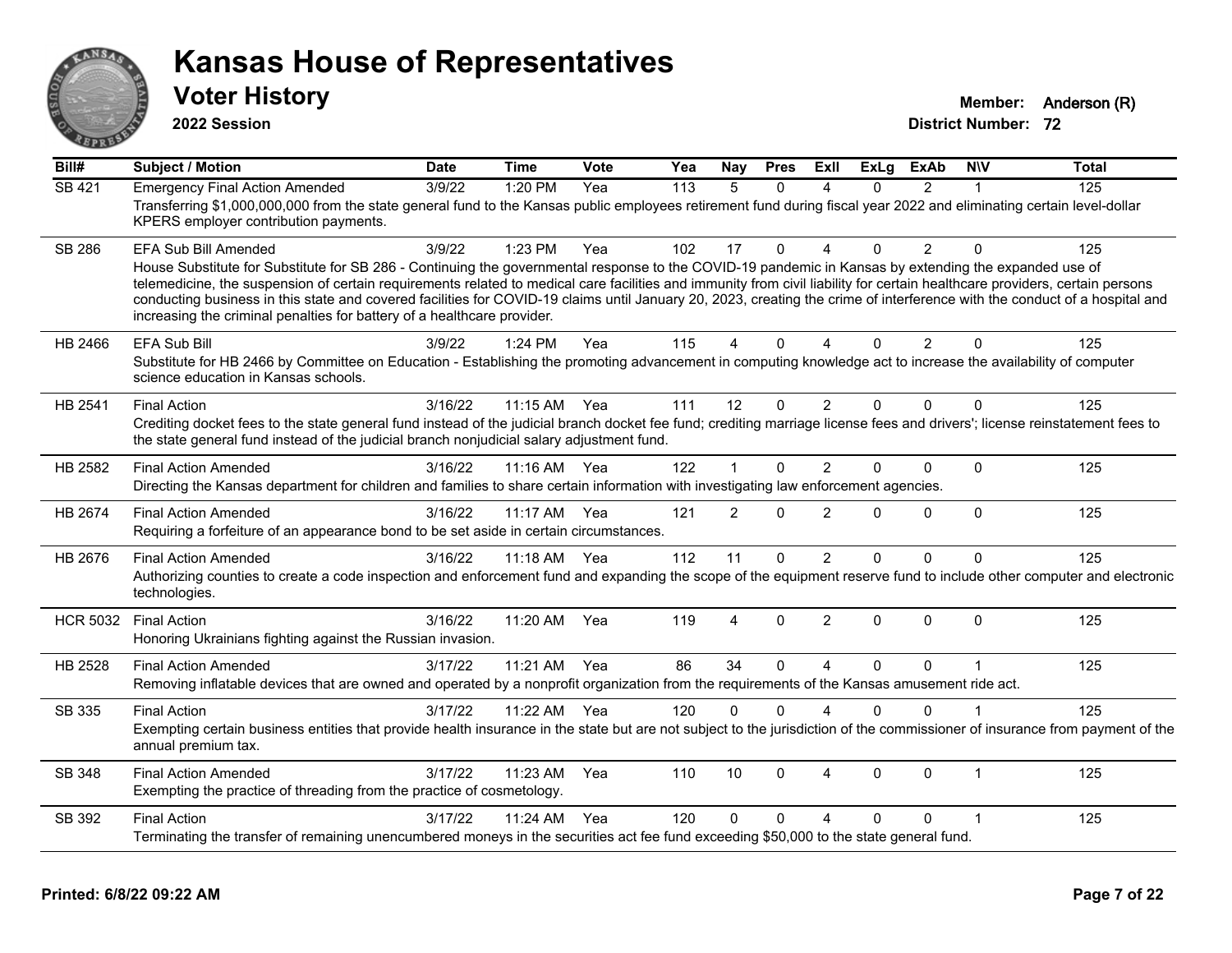# Kansas House of Representatives

## Voter History

**2022 Session**

**Member:** Anderson (R)
**District Number:** 72

| Bill# | Subject / Motion | Date | Time | Vote | Yea | Nay | Pres | ExII | ExLg | ExAb | N\V | Total |
|---|---|---|---|---|---|---|---|---|---|---|---|---|
| SB 421 | Emergency Final Action Amended | 3/9/22 | 1:20 PM | Yea | 113 | 5 | 0 | 4 | 0 | 2 | 1 | 125 |
| | Transferring $1,000,000,000 from the state general fund to the Kansas public employees retirement fund during fiscal year 2022 and eliminating certain level-dollar KPERS employer contribution payments. | | | | | | | | | | | |
| SB 286 | EFA Sub Bill Amended | 3/9/22 | 1:23 PM | Yea | 102 | 17 | 0 | 4 | 0 | 2 | 0 | 125 |
| | House Substitute for Substitute for SB 286 - Continuing the governmental response to the COVID-19 pandemic in Kansas by extending the expanded use of telemedicine, the suspension of certain requirements related to medical care facilities and immunity from civil liability for certain healthcare providers, certain persons conducting business in this state and covered facilities for COVID-19 claims until January 20, 2023, creating the crime of interference with the conduct of a hospital and increasing the criminal penalties for battery of a healthcare provider. | | | | | | | | | | | |
| HB 2466 | EFA Sub Bill | 3/9/22 | 1:24 PM | Yea | 115 | 4 | 0 | 4 | 0 | 2 | 0 | 125 |
| | Substitute for HB 2466 by Committee on Education - Establishing the promoting advancement in computing knowledge act to increase the availability of computer science education in Kansas schools. | | | | | | | | | | | |
| HB 2541 | Final Action | 3/16/22 | 11:15 AM | Yea | 111 | 12 | 0 | 2 | 0 | 0 | 0 | 125 |
| | Crediting docket fees to the state general fund instead of the judicial branch docket fee fund; crediting marriage license fees and drivers'; license reinstatement fees to the state general fund instead of the judicial branch nonjudicial salary adjustment fund. | | | | | | | | | | | |
| HB 2582 | Final Action Amended | 3/16/22 | 11:16 AM | Yea | 122 | 1 | 0 | 2 | 0 | 0 | 0 | 125 |
| | Directing the Kansas department for children and families to share certain information with investigating law enforcement agencies. | | | | | | | | | | | |
| HB 2674 | Final Action Amended | 3/16/22 | 11:17 AM | Yea | 121 | 2 | 0 | 2 | 0 | 0 | 0 | 125 |
| | Requiring a forfeiture of an appearance bond to be set aside in certain circumstances. | | | | | | | | | | | |
| HB 2676 | Final Action Amended | 3/16/22 | 11:18 AM | Yea | 112 | 11 | 0 | 2 | 0 | 0 | 0 | 125 |
| | Authorizing counties to create a code inspection and enforcement fund and expanding the scope of the equipment reserve fund to include other computer and electronic technologies. | | | | | | | | | | | |
| HCR 5032 | Final Action | 3/16/22 | 11:20 AM | Yea | 119 | 4 | 0 | 2 | 0 | 0 | 0 | 125 |
| | Honoring Ukrainians fighting against the Russian invasion. | | | | | | | | | | | |
| HB 2528 | Final Action Amended | 3/17/22 | 11:21 AM | Yea | 86 | 34 | 0 | 4 | 0 | 0 | 1 | 125 |
| | Removing inflatable devices that are owned and operated by a nonprofit organization from the requirements of the Kansas amusement ride act. | | | | | | | | | | | |
| SB 335 | Final Action | 3/17/22 | 11:22 AM | Yea | 120 | 0 | 0 | 4 | 0 | 0 | 1 | 125 |
| | Exempting certain business entities that provide health insurance in the state but are not subject to the jurisdiction of the commissioner of insurance from payment of the annual premium tax. | | | | | | | | | | | |
| SB 348 | Final Action Amended | 3/17/22 | 11:23 AM | Yea | 110 | 10 | 0 | 4 | 0 | 0 | 1 | 125 |
| | Exempting the practice of threading from the practice of cosmetology. | | | | | | | | | | | |
| SB 392 | Final Action | 3/17/22 | 11:24 AM | Yea | 120 | 0 | 0 | 4 | 0 | 0 | 1 | 125 |
| | Terminating the transfer of remaining unencumbered moneys in the securities act fee fund exceeding $50,000 to the state general fund. | | | | | | | | | | | |

Printed: 6/8/22 09:22 AM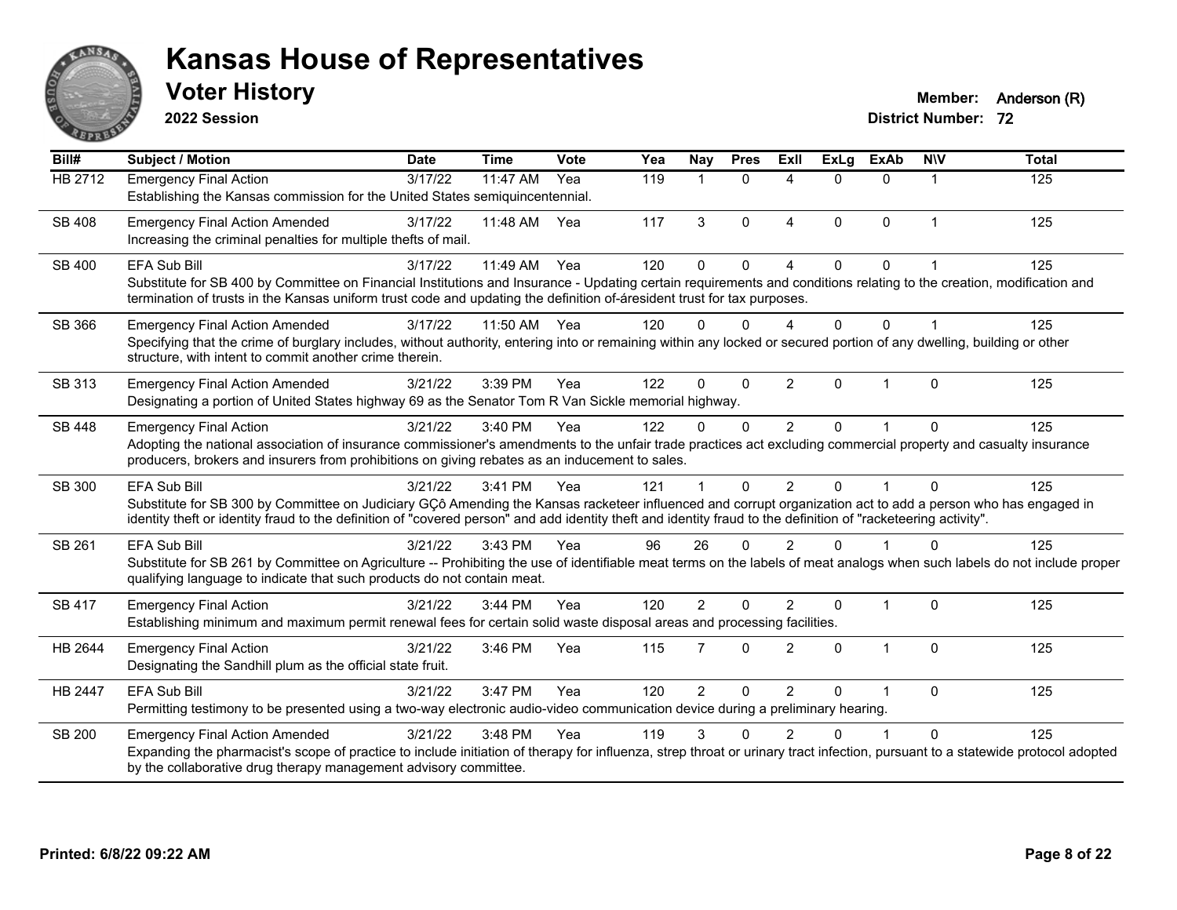# Kansas House of Representatives

## Voter History

**2022 Session**

**Member:** Anderson (R)
**District Number:** 72

| Bill# | Subject / Motion | Date | Time | Vote | Yea | Nay | Pres | ExII | ExLg | ExAb | N\V | Total |
|---|---|---|---|---|---|---|---|---|---|---|---|---|
| HB 2712 | Emergency Final Action<br>Establishing the Kansas commission for the United States semiquincentennial. | 3/17/22 | 11:47 AM | Yea | 119 | 1 | 0 | 4 | 0 | 0 | 1 | 125 |
| SB 408 | Emergency Final Action Amended<br>Increasing the criminal penalties for multiple thefts of mail. | 3/17/22 | 11:48 AM | Yea | 117 | 3 | 0 | 4 | 0 | 0 | 1 | 125 |
| SB 400 | EFA Sub Bill<br>Substitute for SB 400 by Committee on Financial Institutions and Insurance - Updating certain requirements and conditions relating to the creation, modification and termination of trusts in the Kansas uniform trust code and updating the definition of-áresident trust for tax purposes. | 3/17/22 | 11:49 AM | Yea | 120 | 0 | 0 | 4 | 0 | 0 | 1 | 125 |
| SB 366 | Emergency Final Action Amended<br>Specifying that the crime of burglary includes, without authority, entering into or remaining within any locked or secured portion of any dwelling, building or other structure, with intent to commit another crime therein. | 3/17/22 | 11:50 AM | Yea | 120 | 0 | 0 | 4 | 0 | 0 | 1 | 125 |
| SB 313 | Emergency Final Action Amended<br>Designating a portion of United States highway 69 as the Senator Tom R Van Sickle memorial highway. | 3/21/22 | 3:39 PM | Yea | 122 | 0 | 0 | 2 | 0 | 1 | 0 | 125 |
| SB 448 | Emergency Final Action<br>Adopting the national association of insurance commissioner's amendments to the unfair trade practices act excluding commercial property and casualty insurance producers, brokers and insurers from prohibitions on giving rebates as an inducement to sales. | 3/21/22 | 3:40 PM | Yea | 122 | 0 | 0 | 2 | 0 | 1 | 0 | 125 |
| SB 300 | EFA Sub Bill<br>Substitute for SB 300 by Committee on Judiciary GÇô Amending the Kansas racketeer influenced and corrupt organization act to add a person who has engaged in identity theft or identity fraud to the definition of "covered person" and add identity theft and identity fraud to the definition of "racketeering activity". | 3/21/22 | 3:41 PM | Yea | 121 | 1 | 0 | 2 | 0 | 1 | 0 | 125 |
| SB 261 | EFA Sub Bill<br>Substitute for SB 261 by Committee on Agriculture -- Prohibiting the use of identifiable meat terms on the labels of meat analogs when such labels do not include proper qualifying language to indicate that such products do not contain meat. | 3/21/22 | 3:43 PM | Yea | 96 | 26 | 0 | 2 | 0 | 1 | 0 | 125 |
| SB 417 | Emergency Final Action<br>Establishing minimum and maximum permit renewal fees for certain solid waste disposal areas and processing facilities. | 3/21/22 | 3:44 PM | Yea | 120 | 2 | 0 | 2 | 0 | 1 | 0 | 125 |
| HB 2644 | Emergency Final Action<br>Designating the Sandhill plum as the official state fruit. | 3/21/22 | 3:46 PM | Yea | 115 | 7 | 0 | 2 | 0 | 1 | 0 | 125 |
| HB 2447 | EFA Sub Bill<br>Permitting testimony to be presented using a two-way electronic audio-video communication device during a preliminary hearing. | 3/21/22 | 3:47 PM | Yea | 120 | 2 | 0 | 2 | 0 | 1 | 0 | 125 |
| SB 200 | Emergency Final Action Amended<br>Expanding the pharmacist's scope of practice to include initiation of therapy for influenza, strep throat or urinary tract infection, pursuant to a statewide protocol adopted by the collaborative drug therapy management advisory committee. | 3/21/22 | 3:48 PM | Yea | 119 | 3 | 0 | 2 | 0 | 1 | 0 | 125 |

**Printed: 6/8/22 09:22 AM**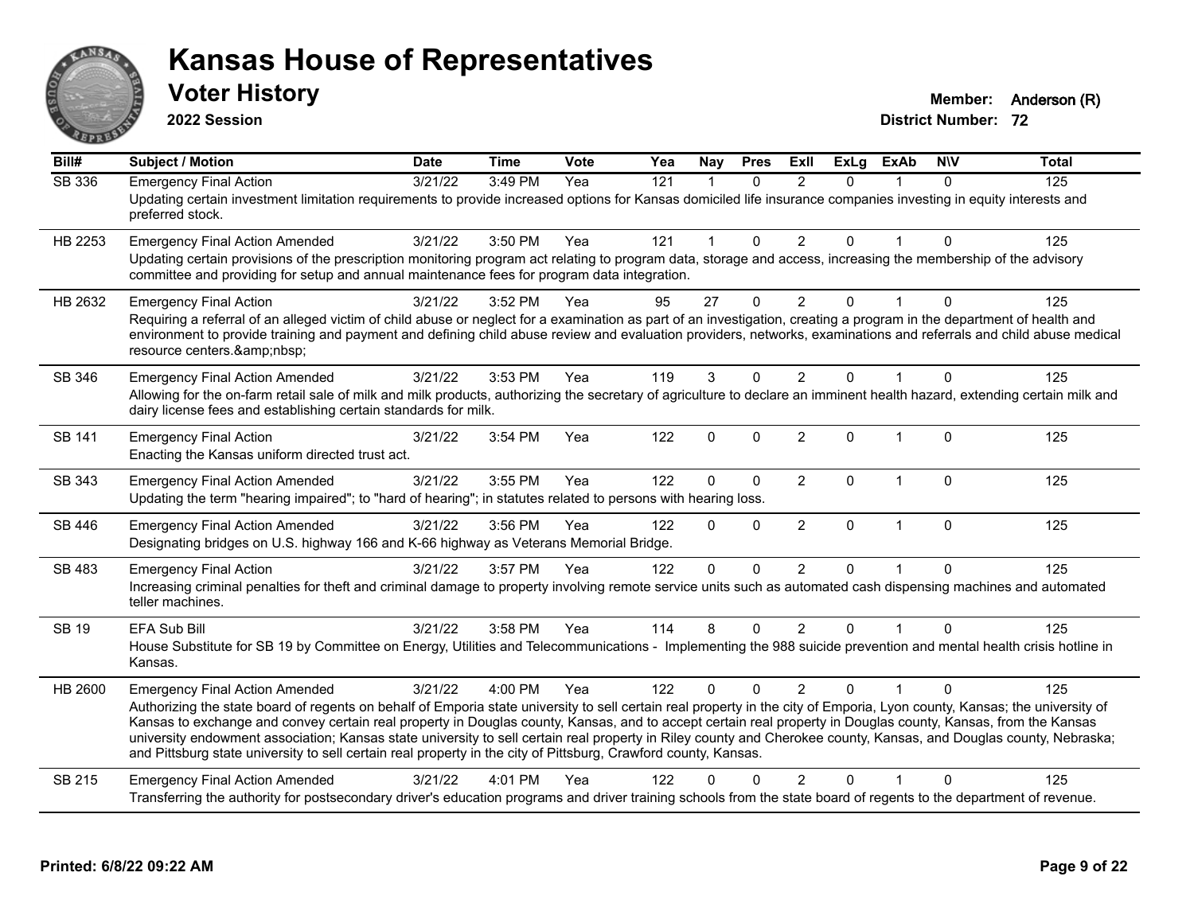# Kansas House of Representatives

## Voter History

**2022 Session**

**Member:** Anderson (R)
**District Number:** 72

| Bill# | Subject / Motion | Date | Time | Vote | Yea | Nay | Pres | ExII | ExLg | ExAb | N\V | Total |
|---|---|---|---|---|---|---|---|---|---|---|---|---|
| SB 336 | Emergency Final Action | 3/21/22 | 3:49 PM | Yea | 121 | 1 | 0 | 2 | 0 | 1 | 0 | 125 |
| | Updating certain investment limitation requirements to provide increased options for Kansas domiciled life insurance companies investing in equity interests and preferred stock. | | | | | | | | | | | |
| HB 2253 | Emergency Final Action Amended | 3/21/22 | 3:50 PM | Yea | 121 | 1 | 0 | 2 | 0 | 1 | 0 | 125 |
| | Updating certain provisions of the prescription monitoring program act relating to program data, storage and access, increasing the membership of the advisory committee and providing for setup and annual maintenance fees for program data integration. | | | | | | | | | | | |
| HB 2632 | Emergency Final Action | 3/21/22 | 3:52 PM | Yea | 95 | 27 | 0 | 2 | 0 | 1 | 0 | 125 |
| | Requiring a referral of an alleged victim of child abuse or neglect for a examination as part of an investigation, creating a program in the department of health and environment to provide training and payment and defining child abuse review and evaluation providers, networks, examinations and referrals and child abuse medical resource centers.&amp;nbsp; | | | | | | | | | | | |
| SB 346 | Emergency Final Action Amended | 3/21/22 | 3:53 PM | Yea | 119 | 3 | 0 | 2 | 0 | 1 | 0 | 125 |
| | Allowing for the on-farm retail sale of milk and milk products, authorizing the secretary of agriculture to declare an imminent health hazard, extending certain milk and dairy license fees and establishing certain standards for milk. | | | | | | | | | | | |
| SB 141 | Emergency Final Action | 3/21/22 | 3:54 PM | Yea | 122 | 0 | 0 | 2 | 0 | 1 | 0 | 125 |
| | Enacting the Kansas uniform directed trust act. | | | | | | | | | | | |
| SB 343 | Emergency Final Action Amended | 3/21/22 | 3:55 PM | Yea | 122 | 0 | 0 | 2 | 0 | 1 | 0 | 125 |
| | Updating the term "hearing impaired"; to "hard of hearing"; in statutes related to persons with hearing loss. | | | | | | | | | | | |
| SB 446 | Emergency Final Action Amended | 3/21/22 | 3:56 PM | Yea | 122 | 0 | 0 | 2 | 0 | 1 | 0 | 125 |
| | Designating bridges on U.S. highway 166 and K-66 highway as Veterans Memorial Bridge. | | | | | | | | | | | |
| SB 483 | Emergency Final Action | 3/21/22 | 3:57 PM | Yea | 122 | 0 | 0 | 2 | 0 | 1 | 0 | 125 |
| | Increasing criminal penalties for theft and criminal damage to property involving remote service units such as automated cash dispensing machines and automated teller machines. | | | | | | | | | | | |
| SB 19 | EFA Sub Bill | 3/21/22 | 3:58 PM | Yea | 114 | 8 | 0 | 2 | 0 | 1 | 0 | 125 |
| | House Substitute for SB 19 by Committee on Energy, Utilities and Telecommunications - Implementing the 988 suicide prevention and mental health crisis hotline in Kansas. | | | | | | | | | | | |
| HB 2600 | Emergency Final Action Amended | 3/21/22 | 4:00 PM | Yea | 122 | 0 | 0 | 2 | 0 | 1 | 0 | 125 |
| | Authorizing the state board of regents on behalf of Emporia state university to sell certain real property in the city of Emporia, Lyon county, Kansas; the university of Kansas to exchange and convey certain real property in Douglas county, Kansas, and to accept certain real property in Douglas county, Kansas, from the Kansas university endowment association; Kansas state university to sell certain real property in Riley county and Cherokee county, Kansas, and Douglas county, Nebraska; and Pittsburg state university to sell certain real property in the city of Pittsburg, Crawford county, Kansas. | | | | | | | | | | | |
| SB 215 | Emergency Final Action Amended | 3/21/22 | 4:01 PM | Yea | 122 | 0 | 0 | 2 | 0 | 1 | 0 | 125 |
| | Transferring the authority for postsecondary driver's education programs and driver training schools from the state board of regents to the department of revenue. | | | | | | | | | | | |

**Printed: 6/8/22 09:22 AM**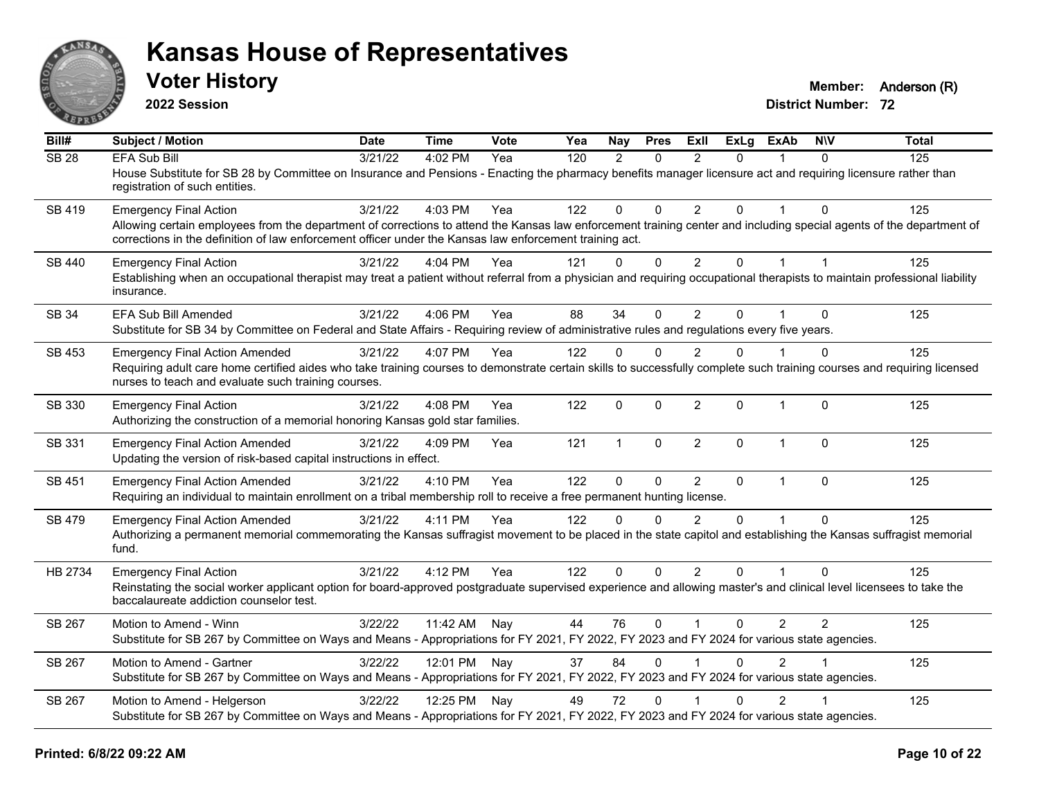# Kansas House of Representatives

## Voter History

**2022 Session**

**Member:** Anderson (R)
**District Number:** 72

| Bill# | Subject / Motion | Date | Time | Vote | Yea | Nay | Pres | ExII | ExLg | ExAb | N\V | Total |
|---|---|---|---|---|---|---|---|---|---|---|---|---|
| SB 28 | EFA Sub Bill | 3/21/22 | 4:02 PM | Yea | 120 | 2 | 0 | 2 | 0 | 1 | 0 | 125 |
| | House Substitute for SB 28 by Committee on Insurance and Pensions - Enacting the pharmacy benefits manager licensure act and requiring licensure rather than registration of such entities. | | | | | | | | | | | |
| SB 419 | Emergency Final Action | 3/21/22 | 4:03 PM | Yea | 122 | 0 | 0 | 2 | 0 | 1 | 0 | 125 |
| | Allowing certain employees from the department of corrections to attend the Kansas law enforcement training center and including special agents of the department of corrections in the definition of law enforcement officer under the Kansas law enforcement training act. | | | | | | | | | | | |
| SB 440 | Emergency Final Action | 3/21/22 | 4:04 PM | Yea | 121 | 0 | 0 | 2 | 0 | 1 | 1 | 125 |
| | Establishing when an occupational therapist may treat a patient without referral from a physician and requiring occupational therapists to maintain professional liability insurance. | | | | | | | | | | | |
| SB 34 | EFA Sub Bill Amended | 3/21/22 | 4:06 PM | Yea | 88 | 34 | 0 | 2 | 0 | 1 | 0 | 125 |
| | Substitute for SB 34 by Committee on Federal and State Affairs - Requiring review of administrative rules and regulations every five years. | | | | | | | | | | | |
| SB 453 | Emergency Final Action Amended | 3/21/22 | 4:07 PM | Yea | 122 | 0 | 0 | 2 | 0 | 1 | 0 | 125 |
| | Requiring adult care home certified aides who take training courses to demonstrate certain skills to successfully complete such training courses and requiring licensed nurses to teach and evaluate such training courses. | | | | | | | | | | | |
| SB 330 | Emergency Final Action | 3/21/22 | 4:08 PM | Yea | 122 | 0 | 0 | 2 | 0 | 1 | 0 | 125 |
| | Authorizing the construction of a memorial honoring Kansas gold star families. | | | | | | | | | | | |
| SB 331 | Emergency Final Action Amended | 3/21/22 | 4:09 PM | Yea | 121 | 1 | 0 | 2 | 0 | 1 | 0 | 125 |
| | Updating the version of risk-based capital instructions in effect. | | | | | | | | | | | |
| SB 451 | Emergency Final Action Amended | 3/21/22 | 4:10 PM | Yea | 122 | 0 | 0 | 2 | 0 | 1 | 0 | 125 |
| | Requiring an individual to maintain enrollment on a tribal membership roll to receive a free permanent hunting license. | | | | | | | | | | | |
| SB 479 | Emergency Final Action Amended | 3/21/22 | 4:11 PM | Yea | 122 | 0 | 0 | 2 | 0 | 1 | 0 | 125 |
| | Authorizing a permanent memorial commemorating the Kansas suffragist movement to be placed in the state capitol and establishing the Kansas suffragist memorial fund. | | | | | | | | | | | |
| HB 2734 | Emergency Final Action | 3/21/22 | 4:12 PM | Yea | 122 | 0 | 0 | 2 | 0 | 1 | 0 | 125 |
| | Reinstating the social worker applicant option for board-approved postgraduate supervised experience and allowing master's and clinical level licensees to take the baccalaureate addiction counselor test. | | | | | | | | | | | |
| SB 267 | Motion to Amend - Winn | 3/22/22 | 11:42 AM | Nay | 44 | 76 | 0 | 1 | 0 | 2 | 2 | 125 |
| | Substitute for SB 267 by Committee on Ways and Means - Appropriations for FY 2021, FY 2022, FY 2023 and FY 2024 for various state agencies. | | | | | | | | | | | |
| SB 267 | Motion to Amend - Gartner | 3/22/22 | 12:01 PM | Nay | 37 | 84 | 0 | 1 | 0 | 2 | 1 | 125 |
| | Substitute for SB 267 by Committee on Ways and Means - Appropriations for FY 2021, FY 2022, FY 2023 and FY 2024 for various state agencies. | | | | | | | | | | | |
| SB 267 | Motion to Amend - Helgerson | 3/22/22 | 12:25 PM | Nay | 49 | 72 | 0 | 1 | 0 | 2 | 1 | 125 |
| | Substitute for SB 267 by Committee on Ways and Means - Appropriations for FY 2021, FY 2022, FY 2023 and FY 2024 for various state agencies. | | | | | | | | | | | |

Printed: 6/8/22 09:22 AM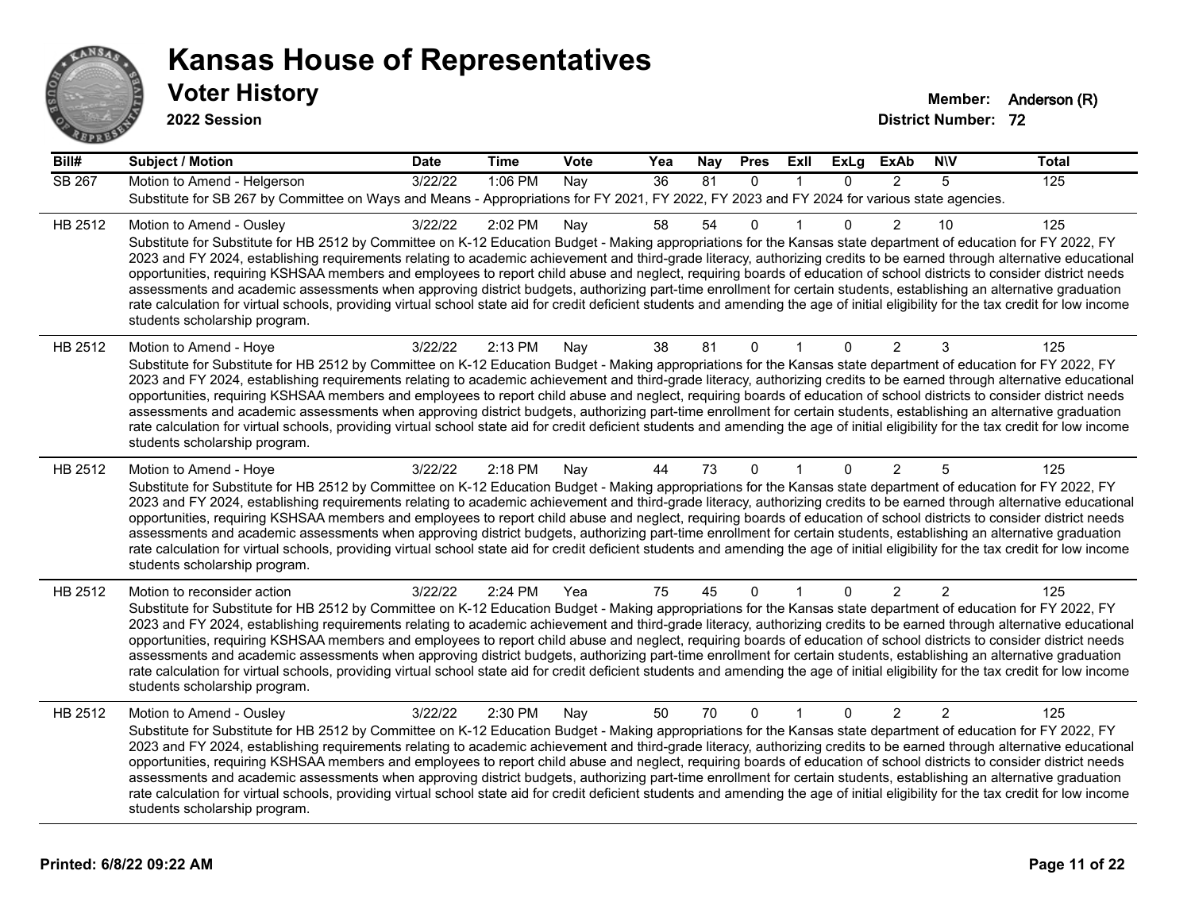# Kansas House of Representatives

## Voter History

**2022 Session**

**Member:** Anderson (R)
**District Number:** 72

| Bill# | Subject / Motion | Date | Time | Vote | Yea | Nay | Pres | ExII | ExLg | ExAb | N\V | Total |
|---|---|---|---|---|---|---|---|---|---|---|---|---|
| SB 267 | Motion to Amend - Helgerson | 3/22/22 | 1:06 PM | Nay | 36 | 81 | 0 | 1 | 0 | 2 | 5 | 125 |
| | Substitute for SB 267 by Committee on Ways and Means - Appropriations for FY 2021, FY 2022, FY 2023 and FY 2024 for various state agencies. | | | | | | | | | | | |
| HB 2512 | Motion to Amend - Ousley | 3/22/22 | 2:02 PM | Nay | 58 | 54 | 0 | 1 | 0 | 2 | 10 | 125 |
| | Substitute for Substitute for HB 2512 by Committee on K-12 Education Budget - Making appropriations for the Kansas state department of education for FY 2022, FY 2023 and FY 2024, establishing requirements relating to academic achievement and third-grade literacy, authorizing credits to be earned through alternative educational opportunities, requiring KSHSAA members and employees to report child abuse and neglect, requiring boards of education of school districts to consider district needs assessments and academic assessments when approving district budgets, authorizing part-time enrollment for certain students, establishing an alternative graduation rate calculation for virtual schools, providing virtual school state aid for credit deficient students and amending the age of initial eligibility for the tax credit for low income students scholarship program. | | | | | | | | | | | |
| HB 2512 | Motion to Amend - Hoye | 3/22/22 | 2:13 PM | Nay | 38 | 81 | 0 | 1 | 0 | 2 | 3 | 125 |
| | Substitute for Substitute for HB 2512 by Committee on K-12 Education Budget - Making appropriations for the Kansas state department of education for FY 2022, FY 2023 and FY 2024, establishing requirements relating to academic achievement and third-grade literacy, authorizing credits to be earned through alternative educational opportunities, requiring KSHSAA members and employees to report child abuse and neglect, requiring boards of education of school districts to consider district needs assessments and academic assessments when approving district budgets, authorizing part-time enrollment for certain students, establishing an alternative graduation rate calculation for virtual schools, providing virtual school state aid for credit deficient students and amending the age of initial eligibility for the tax credit for low income students scholarship program. | | | | | | | | | | | |
| HB 2512 | Motion to Amend - Hoye | 3/22/22 | 2:18 PM | Nay | 44 | 73 | 0 | 1 | 0 | 2 | 5 | 125 |
| | Substitute for Substitute for HB 2512 by Committee on K-12 Education Budget - Making appropriations for the Kansas state department of education for FY 2022, FY 2023 and FY 2024, establishing requirements relating to academic achievement and third-grade literacy, authorizing credits to be earned through alternative educational opportunities, requiring KSHSAA members and employees to report child abuse and neglect, requiring boards of education of school districts to consider district needs assessments and academic assessments when approving district budgets, authorizing part-time enrollment for certain students, establishing an alternative graduation rate calculation for virtual schools, providing virtual school state aid for credit deficient students and amending the age of initial eligibility for the tax credit for low income students scholarship program. | | | | | | | | | | | |
| HB 2512 | Motion to reconsider action | 3/22/22 | 2:24 PM | Yea | 75 | 45 | 0 | 1 | 0 | 2 | 2 | 125 |
| | Substitute for Substitute for HB 2512 by Committee on K-12 Education Budget - Making appropriations for the Kansas state department of education for FY 2022, FY 2023 and FY 2024, establishing requirements relating to academic achievement and third-grade literacy, authorizing credits to be earned through alternative educational opportunities, requiring KSHSAA members and employees to report child abuse and neglect, requiring boards of education of school districts to consider district needs assessments and academic assessments when approving district budgets, authorizing part-time enrollment for certain students, establishing an alternative graduation rate calculation for virtual schools, providing virtual school state aid for credit deficient students and amending the age of initial eligibility for the tax credit for low income students scholarship program. | | | | | | | | | | | |
| HB 2512 | Motion to Amend - Ousley | 3/22/22 | 2:30 PM | Nay | 50 | 70 | 0 | 1 | 0 | 2 | 2 | 125 |
| | Substitute for Substitute for HB 2512 by Committee on K-12 Education Budget - Making appropriations for the Kansas state department of education for FY 2022, FY 2023 and FY 2024, establishing requirements relating to academic achievement and third-grade literacy, authorizing credits to be earned through alternative educational opportunities, requiring KSHSAA members and employees to report child abuse and neglect, requiring boards of education of school districts to consider district needs assessments and academic assessments when approving district budgets, authorizing part-time enrollment for certain students, establishing an alternative graduation rate calculation for virtual schools, providing virtual school state aid for credit deficient students and amending the age of initial eligibility for the tax credit for low income students scholarship program. | | | | | | | | | | | |

**Printed: 6/8/22 09:22 AM**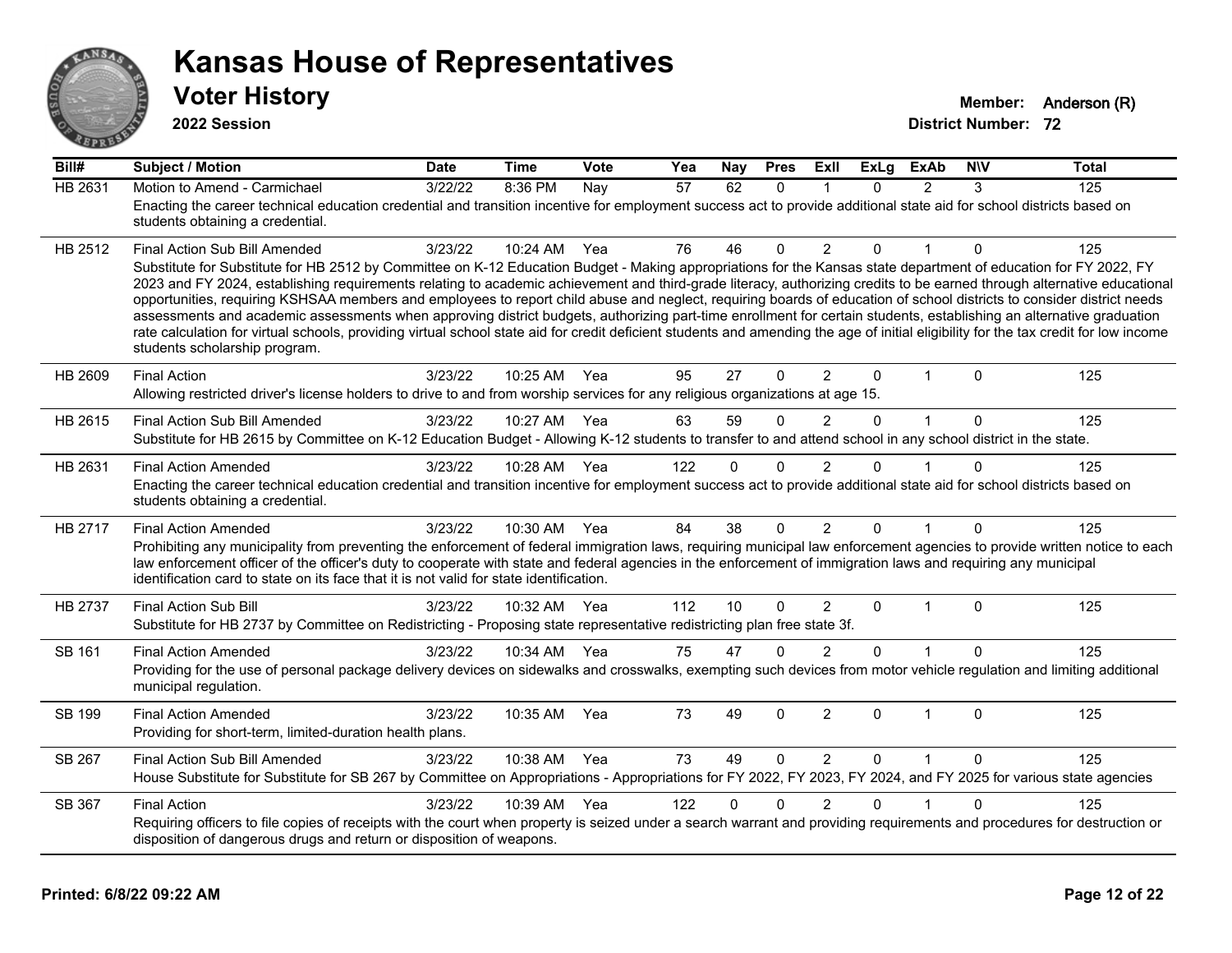# Kansas House of Representatives

## Voter History

**2022 Session**

**Member:** Anderson (R)
**District Number:** 72

| Bill# | Subject / Motion | Date | Time | Vote | Yea | Nay | Pres | ExII | ExLg | ExAb | N\V | Total |
|---|---|---|---|---|---|---|---|---|---|---|---|---|
| HB 2631 | Motion to Amend - Carmichael | 3/22/22 | 8:36 PM | Nay | 57 | 62 | 0 | 1 | 0 | 2 | 3 | 125 |
| | Enacting the career technical education credential and transition incentive for employment success act to provide additional state aid for school districts based on students obtaining a credential. | | | | | | | | | | | |
| HB 2512 | Final Action Sub Bill Amended | 3/23/22 | 10:24 AM | Yea | 76 | 46 | 0 | 2 | 0 | 1 | 0 | 125 |
| | Substitute for Substitute for HB 2512 by Committee on K-12 Education Budget - Making appropriations for the Kansas state department of education for FY 2022, FY 2023 and FY 2024, establishing requirements relating to academic achievement and third-grade literacy, authorizing credits to be earned through alternative educational opportunities, requiring KSHSAA members and employees to report child abuse and neglect, requiring boards of education of school districts to consider district needs assessments and academic assessments when approving district budgets, authorizing part-time enrollment for certain students, establishing an alternative graduation rate calculation for virtual schools, providing virtual school state aid for credit deficient students and amending the age of initial eligibility for the tax credit for low income students scholarship program. | | | | | | | | | | | |
| HB 2609 | Final Action | 3/23/22 | 10:25 AM | Yea | 95 | 27 | 0 | 2 | 0 | 1 | 0 | 125 |
| | Allowing restricted driver's license holders to drive to and from worship services for any religious organizations at age 15. | | | | | | | | | | | |
| HB 2615 | Final Action Sub Bill Amended | 3/23/22 | 10:27 AM | Yea | 63 | 59 | 0 | 2 | 0 | 1 | 0 | 125 |
| | Substitute for HB 2615 by Committee on K-12 Education Budget - Allowing K-12 students to transfer to and attend school in any school district in the state. | | | | | | | | | | | |
| HB 2631 | Final Action Amended | 3/23/22 | 10:28 AM | Yea | 122 | 0 | 0 | 2 | 0 | 1 | 0 | 125 |
| | Enacting the career technical education credential and transition incentive for employment success act to provide additional state aid for school districts based on students obtaining a credential. | | | | | | | | | | | |
| HB 2717 | Final Action Amended | 3/23/22 | 10:30 AM | Yea | 84 | 38 | 0 | 2 | 0 | 1 | 0 | 125 |
| | Prohibiting any municipality from preventing the enforcement of federal immigration laws, requiring municipal law enforcement agencies to provide written notice to each law enforcement officer of the officer's duty to cooperate with state and federal agencies in the enforcement of immigration laws and requiring any municipal identification card to state on its face that it is not valid for state identification. | | | | | | | | | | | |
| HB 2737 | Final Action Sub Bill | 3/23/22 | 10:32 AM | Yea | 112 | 10 | 0 | 2 | 0 | 1 | 0 | 125 |
| | Substitute for HB 2737 by Committee on Redistricting - Proposing state representative redistricting plan free state 3f. | | | | | | | | | | | |
| SB 161 | Final Action Amended | 3/23/22 | 10:34 AM | Yea | 75 | 47 | 0 | 2 | 0 | 1 | 0 | 125 |
| | Providing for the use of personal package delivery devices on sidewalks and crosswalks, exempting such devices from motor vehicle regulation and limiting additional municipal regulation. | | | | | | | | | | | |
| SB 199 | Final Action Amended | 3/23/22 | 10:35 AM | Yea | 73 | 49 | 0 | 2 | 0 | 1 | 0 | 125 |
| | Providing for short-term, limited-duration health plans. | | | | | | | | | | | |
| SB 267 | Final Action Sub Bill Amended | 3/23/22 | 10:38 AM | Yea | 73 | 49 | 0 | 2 | 0 | 1 | 0 | 125 |
| | House Substitute for Substitute for SB 267 by Committee on Appropriations - Appropriations for FY 2022, FY 2023, FY 2024, and FY 2025 for various state agencies | | | | | | | | | | | |
| SB 367 | Final Action | 3/23/22 | 10:39 AM | Yea | 122 | 0 | 0 | 2 | 0 | 1 | 0 | 125 |
| | Requiring officers to file copies of receipts with the court when property is seized under a search warrant and providing requirements and procedures for destruction or disposition of dangerous drugs and return or disposition of weapons. | | | | | | | | | | | |

Printed: 6/8/22 09:22 AM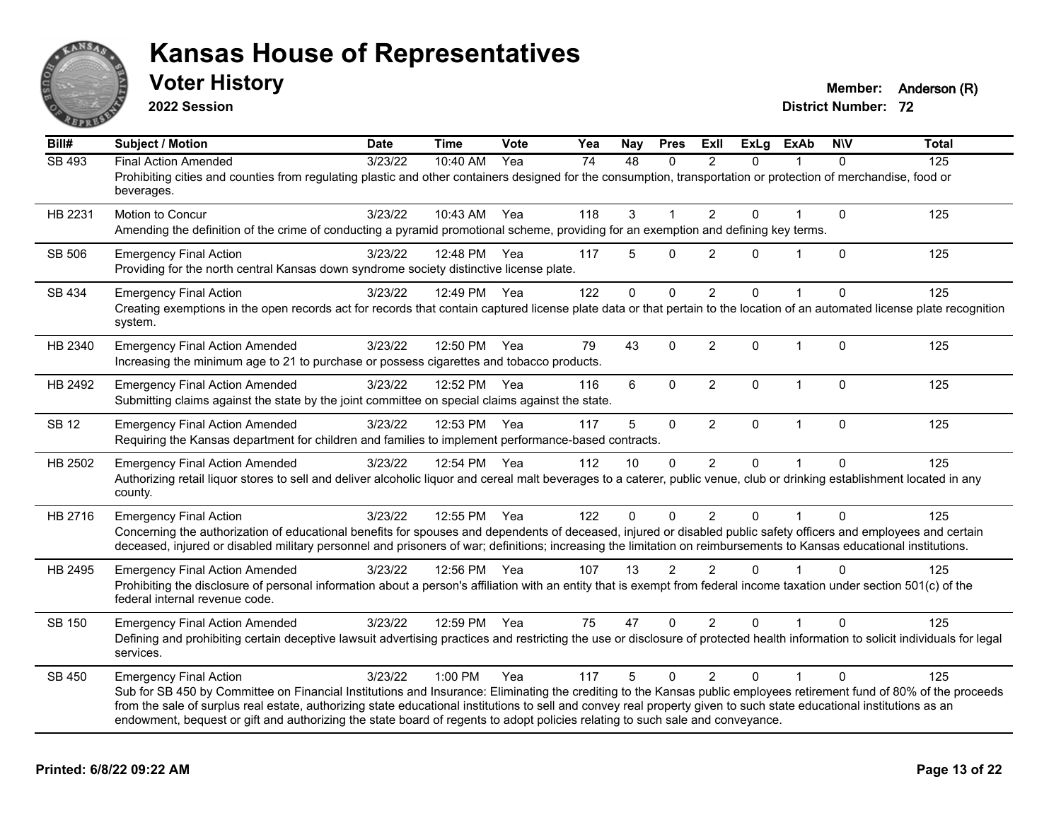# Kansas House of Representatives

## Voter History

**2022 Session**

**Member:** Anderson (R)
**District Number:** 72

| Bill# | Subject / Motion | Date | Time | Vote | Yea | Nay | Pres | ExII | ExLg | ExAb | N\V | Total |
|---|---|---|---|---|---|---|---|---|---|---|---|---|
| SB 493 | Final Action Amended | 3/23/22 | 10:40 AM | Yea | 74 | 48 | 0 | 2 | 0 | 1 | 0 | 125 |
| | Prohibiting cities and counties from regulating plastic and other containers designed for the consumption, transportation or protection of merchandise, food or beverages. | | | | | | | | | | | |
| HB 2231 | Motion to Concur | 3/23/22 | 10:43 AM | Yea | 118 | 3 | 1 | 2 | 0 | 1 | 0 | 125 |
| | Amending the definition of the crime of conducting a pyramid promotional scheme, providing for an exemption and defining key terms. | | | | | | | | | | | |
| SB 506 | Emergency Final Action | 3/23/22 | 12:48 PM | Yea | 117 | 5 | 0 | 2 | 0 | 1 | 0 | 125 |
| | Providing for the north central Kansas down syndrome society distinctive license plate. | | | | | | | | | | | |
| SB 434 | Emergency Final Action | 3/23/22 | 12:49 PM | Yea | 122 | 0 | 0 | 2 | 0 | 1 | 0 | 125 |
| | Creating exemptions in the open records act for records that contain captured license plate data or that pertain to the location of an automated license plate recognition system. | | | | | | | | | | | |
| HB 2340 | Emergency Final Action Amended | 3/23/22 | 12:50 PM | Yea | 79 | 43 | 0 | 2 | 0 | 1 | 0 | 125 |
| | Increasing the minimum age to 21 to purchase or possess cigarettes and tobacco products. | | | | | | | | | | | |
| HB 2492 | Emergency Final Action Amended | 3/23/22 | 12:52 PM | Yea | 116 | 6 | 0 | 2 | 0 | 1 | 0 | 125 |
| | Submitting claims against the state by the joint committee on special claims against the state. | | | | | | | | | | | |
| SB 12 | Emergency Final Action Amended | 3/23/22 | 12:53 PM | Yea | 117 | 5 | 0 | 2 | 0 | 1 | 0 | 125 |
| | Requiring the Kansas department for children and families to implement performance-based contracts. | | | | | | | | | | | |
| HB 2502 | Emergency Final Action Amended | 3/23/22 | 12:54 PM | Yea | 112 | 10 | 0 | 2 | 0 | 1 | 0 | 125 |
| | Authorizing retail liquor stores to sell and deliver alcoholic liquor and cereal malt beverages to a caterer, public venue, club or drinking establishment located in any county. | | | | | | | | | | | |
| HB 2716 | Emergency Final Action | 3/23/22 | 12:55 PM | Yea | 122 | 0 | 0 | 2 | 0 | 1 | 0 | 125 |
| | Concerning the authorization of educational benefits for spouses and dependents of deceased, injured or disabled public safety officers and employees and certain deceased, injured or disabled military personnel and prisoners of war; definitions; increasing the limitation on reimbursements to Kansas educational institutions. | | | | | | | | | | | |
| HB 2495 | Emergency Final Action Amended | 3/23/22 | 12:56 PM | Yea | 107 | 13 | 2 | 2 | 0 | 1 | 0 | 125 |
| | Prohibiting the disclosure of personal information about a person's affiliation with an entity that is exempt from federal income taxation under section 501(c) of the federal internal revenue code. | | | | | | | | | | | |
| SB 150 | Emergency Final Action Amended | 3/23/22 | 12:59 PM | Yea | 75 | 47 | 0 | 2 | 0 | 1 | 0 | 125 |
| | Defining and prohibiting certain deceptive lawsuit advertising practices and restricting the use or disclosure of protected health information to solicit individuals for legal services. | | | | | | | | | | | |
| SB 450 | Emergency Final Action | 3/23/22 | 1:00 PM | Yea | 117 | 5 | 0 | 2 | 0 | 1 | 0 | 125 |
| | Sub for SB 450 by Committee on Financial Institutions and Insurance: Eliminating the crediting to the Kansas public employees retirement fund of 80% of the proceeds from the sale of surplus real estate, authorizing state educational institutions to sell and convey real property given to such state educational institutions as an endowment, bequest or gift and authorizing the state board of regents to adopt policies relating to such sale and conveyance. | | | | | | | | | | | |

**Printed: 6/8/22 09:22 AM**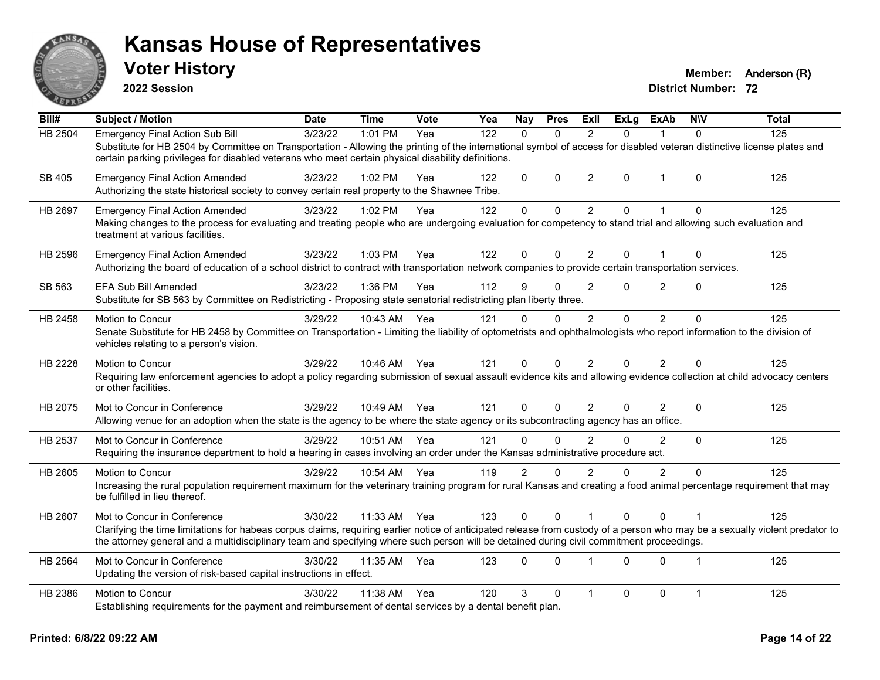# Kansas House of Representatives

## Voter History

**2022 Session**

**Member:** Anderson (R)
**District Number:** 72

| Bill# | Subject / Motion | Date | Time | Vote | Yea | Nay | Pres | ExII | ExLg | ExAb | N\V | Total |
|---|---|---|---|---|---|---|---|---|---|---|---|---|
| HB 2504 | Emergency Final Action Sub Bill | 3/23/22 | 1:01 PM | Yea | 122 | 0 | 0 | 2 | 0 | 1 | 0 | 125 |
| | Substitute for HB 2504 by Committee on Transportation - Allowing the printing of the international symbol of access for disabled veteran distinctive license plates and certain parking privileges for disabled veterans who meet certain physical disability definitions. | | | | | | | | | | | |
| SB 405 | Emergency Final Action Amended | 3/23/22 | 1:02 PM | Yea | 122 | 0 | 0 | 2 | 0 | 1 | 0 | 125 |
| | Authorizing the state historical society to convey certain real property to the Shawnee Tribe. | | | | | | | | | | | |
| HB 2697 | Emergency Final Action Amended | 3/23/22 | 1:02 PM | Yea | 122 | 0 | 0 | 2 | 0 | 1 | 0 | 125 |
| | Making changes to the process for evaluating and treating people who are undergoing evaluation for competency to stand trial and allowing such evaluation and treatment at various facilities. | | | | | | | | | | | |
| HB 2596 | Emergency Final Action Amended | 3/23/22 | 1:03 PM | Yea | 122 | 0 | 0 | 2 | 0 | 1 | 0 | 125 |
| | Authorizing the board of education of a school district to contract with transportation network companies to provide certain transportation services. | | | | | | | | | | | |
| SB 563 | EFA Sub Bill Amended | 3/23/22 | 1:36 PM | Yea | 112 | 9 | 0 | 2 | 0 | 2 | 0 | 125 |
| | Substitute for SB 563 by Committee on Redistricting - Proposing state senatorial redistricting plan liberty three. | | | | | | | | | | | |
| HB 2458 | Motion to Concur | 3/29/22 | 10:43 AM | Yea | 121 | 0 | 0 | 2 | 0 | 2 | 0 | 125 |
| | Senate Substitute for HB 2458 by Committee on Transportation - Limiting the liability of optometrists and ophthalmologists who report information to the division of vehicles relating to a person's vision. | | | | | | | | | | | |
| HB 2228 | Motion to Concur | 3/29/22 | 10:46 AM | Yea | 121 | 0 | 0 | 2 | 0 | 2 | 0 | 125 |
| | Requiring law enforcement agencies to adopt a policy regarding submission of sexual assault evidence kits and allowing evidence collection at child advocacy centers or other facilities. | | | | | | | | | | | |
| HB 2075 | Mot to Concur in Conference | 3/29/22 | 10:49 AM | Yea | 121 | 0 | 0 | 2 | 0 | 2 | 0 | 125 |
| | Allowing venue for an adoption when the state is the agency to be where the state agency or its subcontracting agency has an office. | | | | | | | | | | | |
| HB 2537 | Mot to Concur in Conference | 3/29/22 | 10:51 AM | Yea | 121 | 0 | 0 | 2 | 0 | 2 | 0 | 125 |
| | Requiring the insurance department to hold a hearing in cases involving an order under the Kansas administrative procedure act. | | | | | | | | | | | |
| HB 2605 | Motion to Concur | 3/29/22 | 10:54 AM | Yea | 119 | 2 | 0 | 2 | 0 | 2 | 0 | 125 |
| | Increasing the rural population requirement maximum for the veterinary training program for rural Kansas and creating a food animal percentage requirement that may be fulfilled in lieu thereof. | | | | | | | | | | | |
| HB 2607 | Mot to Concur in Conference | 3/30/22 | 11:33 AM | Yea | 123 | 0 | 0 | 1 | 0 | 0 | 1 | 125 |
| | Clarifying the time limitations for habeas corpus claims, requiring earlier notice of anticipated release from custody of a person who may be a sexually violent predator to the attorney general and a multidisciplinary team and specifying where such person will be detained during civil commitment proceedings. | | | | | | | | | | | |
| HB 2564 | Mot to Concur in Conference | 3/30/22 | 11:35 AM | Yea | 123 | 0 | 0 | 1 | 0 | 0 | 1 | 125 |
| | Updating the version of risk-based capital instructions in effect. | | | | | | | | | | | |
| HB 2386 | Motion to Concur | 3/30/22 | 11:38 AM | Yea | 120 | 3 | 0 | 1 | 0 | 0 | 1 | 125 |
| | Establishing requirements for the payment and reimbursement of dental services by a dental benefit plan. | | | | | | | | | | | |

**Printed: 6/8/22 09:22 AM**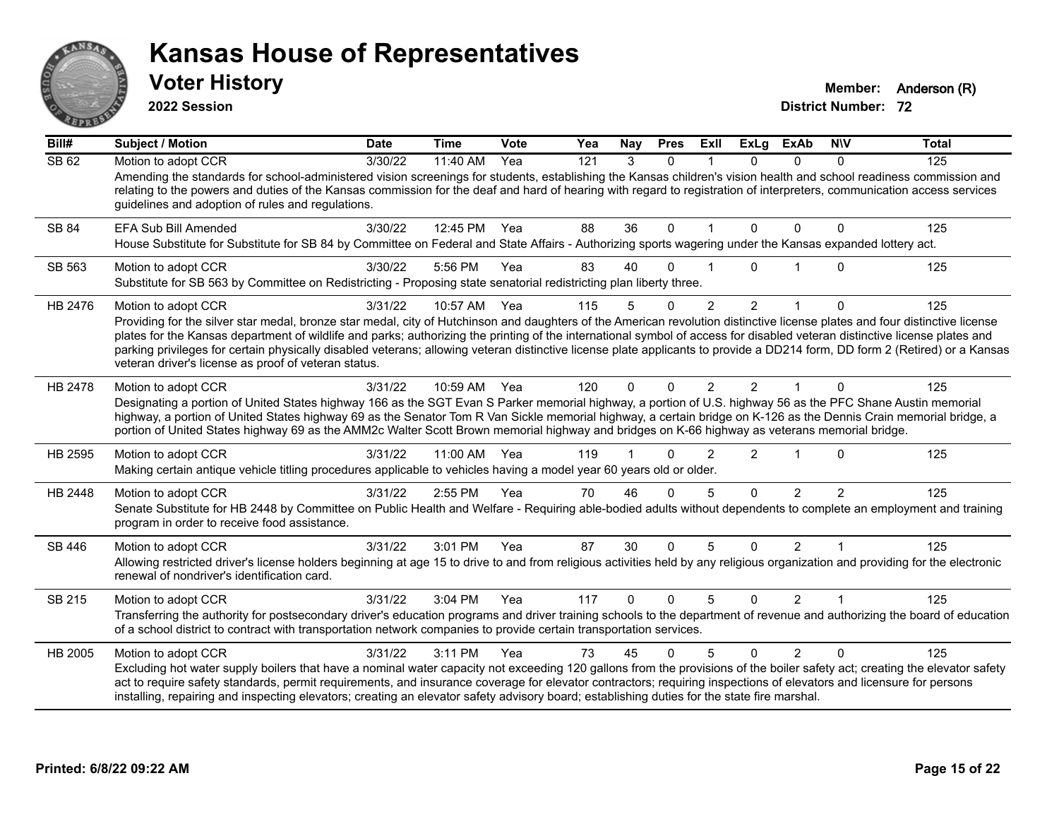# Kansas House of Representatives

## Voter History

**2022 Session**

**Member:** Anderson (R)

**District Number:** 72

| Bill# | Subject / Motion | Date | Time | Vote | Yea | Nay | Pres | ExII | ExLg | ExAb | N\V | Total |
|---|---|---|---|---|---|---|---|---|---|---|---|---|
| SB 62 | Motion to adopt CCR | 3/30/22 | 11:40 AM | Yea | 121 | 3 | 0 | 1 | 0 | 0 | 0 | 125 |
| | Amending the standards for school-administered vision screenings for students, establishing the Kansas children's vision health and school readiness commission and relating to the powers and duties of the Kansas commission for the deaf and hard of hearing with regard to registration of interpreters, communication access services guidelines and adoption of rules and regulations. | | | | | | | | | | | |
| SB 84 | EFA Sub Bill Amended | 3/30/22 | 12:45 PM | Yea | 88 | 36 | 0 | 1 | 0 | 0 | 0 | 125 |
| | House Substitute for Substitute for SB 84 by Committee on Federal and State Affairs - Authorizing sports wagering under the Kansas expanded lottery act. | | | | | | | | | | | |
| SB 563 | Motion to adopt CCR | 3/30/22 | 5:56 PM | Yea | 83 | 40 | 0 | 1 | 0 | 1 | 0 | 125 |
| | Substitute for SB 563 by Committee on Redistricting - Proposing state senatorial redistricting plan liberty three. | | | | | | | | | | | |
| HB 2476 | Motion to adopt CCR | 3/31/22 | 10:57 AM | Yea | 115 | 5 | 0 | 2 | 2 | 1 | 0 | 125 |
| | Providing for the silver star medal, bronze star medal, city of Hutchinson and daughters of the American revolution distinctive license plates and four distinctive license plates for the Kansas department of wildlife and parks; authorizing the printing of the international symbol of access for disabled veteran distinctive license plates and parking privileges for certain physically disabled veterans; allowing veteran distinctive license plate applicants to provide a DD214 form, DD form 2 (Retired) or a Kansas veteran driver's license as proof of veteran status. | | | | | | | | | | | |
| HB 2478 | Motion to adopt CCR | 3/31/22 | 10:59 AM | Yea | 120 | 0 | 0 | 2 | 2 | 1 | 0 | 125 |
| | Designating a portion of United States highway 166 as the SGT Evan S Parker memorial highway, a portion of U.S. highway 56 as the PFC Shane Austin memorial highway, a portion of United States highway 69 as the Senator Tom R Van Sickle memorial highway, a certain bridge on K-126 as the Dennis Crain memorial bridge, a portion of United States highway 69 as the AMM2c Walter Scott Brown memorial highway and bridges on K-66 highway as veterans memorial bridge. | | | | | | | | | | | |
| HB 2595 | Motion to adopt CCR | 3/31/22 | 11:00 AM | Yea | 119 | 1 | 0 | 2 | 2 | 1 | 0 | 125 |
| | Making certain antique vehicle titling procedures applicable to vehicles having a model year 60 years old or older. | | | | | | | | | | | |
| HB 2448 | Motion to adopt CCR | 3/31/22 | 2:55 PM | Yea | 70 | 46 | 0 | 5 | 0 | 2 | 2 | 125 |
| | Senate Substitute for HB 2448 by Committee on Public Health and Welfare - Requiring able-bodied adults without dependents to complete an employment and training program in order to receive food assistance. | | | | | | | | | | | |
| SB 446 | Motion to adopt CCR | 3/31/22 | 3:01 PM | Yea | 87 | 30 | 0 | 5 | 0 | 2 | 1 | 125 |
| | Allowing restricted driver's license holders beginning at age 15 to drive to and from religious activities held by any religious organization and providing for the electronic renewal of nondriver's identification card. | | | | | | | | | | | |
| SB 215 | Motion to adopt CCR | 3/31/22 | 3:04 PM | Yea | 117 | 0 | 0 | 5 | 0 | 2 | 1 | 125 |
| | Transferring the authority for postsecondary driver's education programs and driver training schools to the department of revenue and authorizing the board of education of a school district to contract with transportation network companies to provide certain transportation services. | | | | | | | | | | | |
| HB 2005 | Motion to adopt CCR | 3/31/22 | 3:11 PM | Yea | 73 | 45 | 0 | 5 | 0 | 2 | 0 | 125 |
| | Excluding hot water supply boilers that have a nominal water capacity not exceeding 120 gallons from the provisions of the boiler safety act; creating the elevator safety act to require safety standards, permit requirements, and insurance coverage for elevator contractors; requiring inspections of elevators and licensure for persons installing, repairing and inspecting elevators; creating an elevator safety advisory board; establishing duties for the state fire marshal. | | | | | | | | | | | |

Printed: 6/8/22 09:22 AM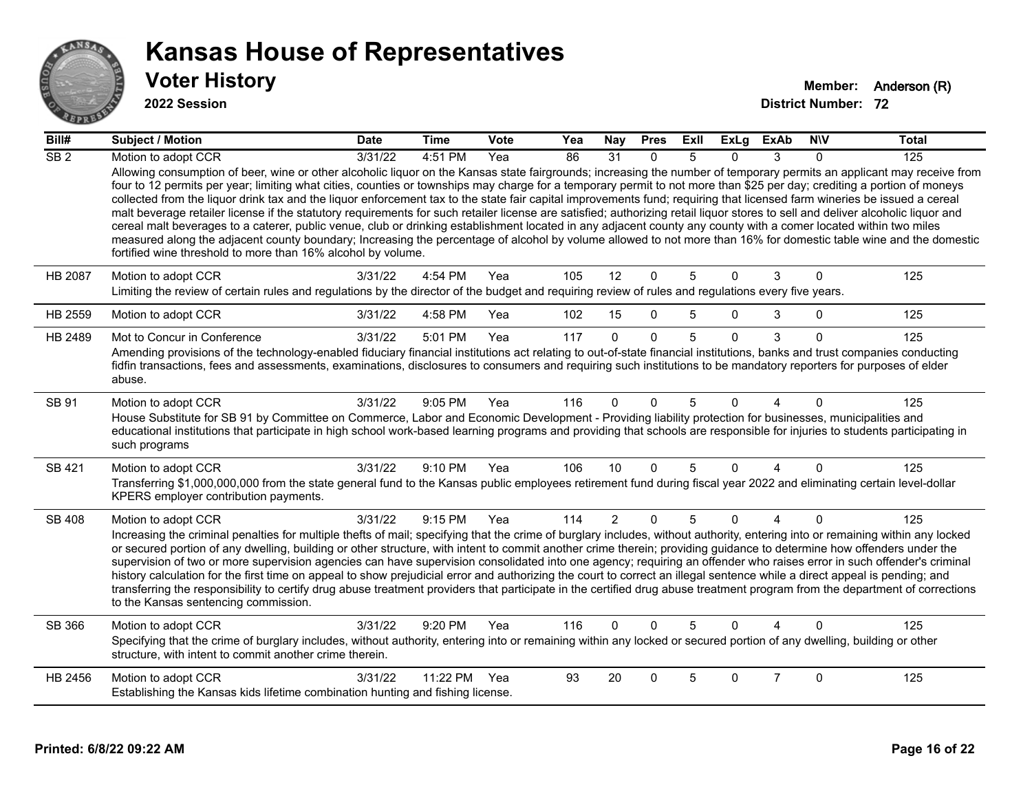# Kansas House of Representatives

## Voter History

**2022 Session**

**Member:** Anderson (R)

**District Number:** 72

| Bill# | Subject / Motion | Date | Time | Vote | Yea | Nay | Pres | ExII | ExLg | ExAb | N\V | Total |
|---|---|---|---|---|---|---|---|---|---|---|---|---|
| SB 2 | Motion to adopt CCR | 3/31/22 | 4:51 PM | Yea | 86 | 31 | 0 | 5 | 0 | 3 | 0 | 125 |
| | Allowing consumption of beer, wine or other alcoholic liquor on the Kansas state fairgrounds; increasing the number of temporary permits an applicant may receive from four to 12 permits per year; limiting what cities, counties or townships may charge for a temporary permit to not more than $25 per day; crediting a portion of moneys collected from the liquor drink tax and the liquor enforcement tax to the state fair capital improvements fund; requiring that licensed farm wineries be issued a cereal malt beverage retailer license if the statutory requirements for such retailer license are satisfied; authorizing retail liquor stores to sell and deliver alcoholic liquor and cereal malt beverages to a caterer, public venue, club or drinking establishment located in any adjacent county any county with a comer located within two miles measured along the adjacent county boundary; Increasing the percentage of alcohol by volume allowed to not more than 16% for domestic table wine and the domestic fortified wine threshold to more than 16% alcohol by volume. | | | | | | | | | | | |
| HB 2087 | Motion to adopt CCR | 3/31/22 | 4:54 PM | Yea | 105 | 12 | 0 | 5 | 0 | 3 | 0 | 125 |
| | Limiting the review of certain rules and regulations by the director of the budget and requiring review of rules and regulations every five years. | | | | | | | | | | | |
| HB 2559 | Motion to adopt CCR | 3/31/22 | 4:58 PM | Yea | 102 | 15 | 0 | 5 | 0 | 3 | 0 | 125 |
| HB 2489 | Mot to Concur in Conference | 3/31/22 | 5:01 PM | Yea | 117 | 0 | 0 | 5 | 0 | 3 | 0 | 125 |
| | Amending provisions of the technology-enabled fiduciary financial institutions act relating to out-of-state financial institutions, banks and trust companies conducting fidfin transactions, fees and assessments, examinations, disclosures to consumers and requiring such institutions to be mandatory reporters for purposes of elder abuse. | | | | | | | | | | | |
| SB 91 | Motion to adopt CCR | 3/31/22 | 9:05 PM | Yea | 116 | 0 | 0 | 5 | 0 | 4 | 0 | 125 |
| | House Substitute for SB 91 by Committee on Commerce, Labor and Economic Development - Providing liability protection for businesses, municipalities and educational institutions that participate in high school work-based learning programs and providing that schools are responsible for injuries to students participating in such programs | | | | | | | | | | | |
| SB 421 | Motion to adopt CCR | 3/31/22 | 9:10 PM | Yea | 106 | 10 | 0 | 5 | 0 | 4 | 0 | 125 |
| | Transferring $1,000,000,000 from the state general fund to the Kansas public employees retirement fund during fiscal year 2022 and eliminating certain level-dollar KPERS employer contribution payments. | | | | | | | | | | | |
| SB 408 | Motion to adopt CCR | 3/31/22 | 9:15 PM | Yea | 114 | 2 | 0 | 5 | 0 | 4 | 0 | 125 |
| | Increasing the criminal penalties for multiple thefts of mail; specifying that the crime of burglary includes, without authority, entering into or remaining within any locked or secured portion of any dwelling, building or other structure, with intent to commit another crime therein; providing guidance to determine how offenders under the supervision of two or more supervision agencies can have supervision consolidated into one agency; requiring an offender who raises error in such offender's criminal history calculation for the first time on appeal to show prejudicial error and authorizing the court to correct an illegal sentence while a direct appeal is pending; and transferring the responsibility to certify drug abuse treatment providers that participate in the certified drug abuse treatment program from the department of corrections to the Kansas sentencing commission. | | | | | | | | | | | |
| SB 366 | Motion to adopt CCR | 3/31/22 | 9:20 PM | Yea | 116 | 0 | 0 | 5 | 0 | 4 | 0 | 125 |
| | Specifying that the crime of burglary includes, without authority, entering into or remaining within any locked or secured portion of any dwelling, building or other structure, with intent to commit another crime therein. | | | | | | | | | | | |
| HB 2456 | Motion to adopt CCR | 3/31/22 | 11:22 PM | Yea | 93 | 20 | 0 | 5 | 0 | 7 | 0 | 125 |
| | Establishing the Kansas kids lifetime combination hunting and fishing license. | | | | | | | | | | | |

**Printed: 6/8/22 09:22 AM**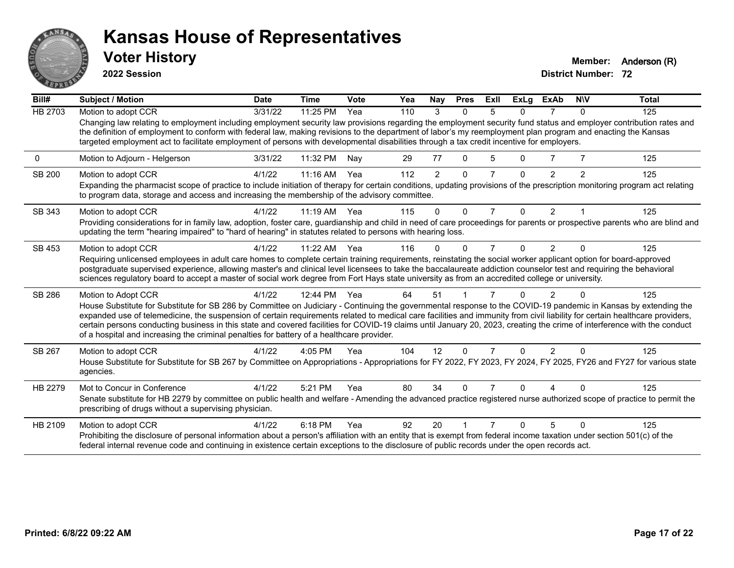# Kansas House of Representatives

## Voter History

**2022 Session**

**Member:** Anderson (R)
**District Number:** 72

| Bill# | Subject / Motion | Date | Time | Vote | Yea | Nay | Pres | ExII | ExLg | ExAb | N\V | Total |
|---|---|---|---|---|---|---|---|---|---|---|---|---|
| HB 2703 | Motion to adopt CCR | 3/31/22 | 11:25 PM | Yea | 110 | 3 | 0 | 5 | 0 | 7 | 0 | 125 |
| | Changing law relating to employment including employment security law provisions regarding the employment security fund status and employer contribution rates and the definition of employment to conform with federal law, making revisions to the department of labor's my reemployment plan program and enacting the Kansas targeted employment act to facilitate employment of persons with developmental disabilities through a tax credit incentive for employers. | | | | | | | | | | | |
| 0 | Motion to Adjourn - Helgerson | 3/31/22 | 11:32 PM | Nay | 29 | 77 | 0 | 5 | 0 | 7 | 7 | 125 |
| SB 200 | Motion to adopt CCR | 4/1/22 | 11:16 AM | Yea | 112 | 2 | 0 | 7 | 0 | 2 | 2 | 125 |
| | Expanding the pharmacist scope of practice to include initiation of therapy for certain conditions, updating provisions of the prescription monitoring program act relating to program data, storage and access and increasing the membership of the advisory committee. | | | | | | | | | | | |
| SB 343 | Motion to adopt CCR | 4/1/22 | 11:19 AM | Yea | 115 | 0 | 0 | 7 | 0 | 2 | 1 | 125 |
| | Providing considerations for in family law, adoption, foster care, guardianship and child in need of care proceedings for parents or prospective parents who are blind and updating the term "hearing impaired" to "hard of hearing" in statutes related to persons with hearing loss. | | | | | | | | | | | |
| SB 453 | Motion to adopt CCR | 4/1/22 | 11:22 AM | Yea | 116 | 0 | 0 | 7 | 0 | 2 | 0 | 125 |
| | Requiring unlicensed employees in adult care homes to complete certain training requirements, reinstating the social worker applicant option for board-approved postgraduate supervised experience, allowing master's and clinical level licensees to take the baccalaureate addiction counselor test and requiring the behavioral sciences regulatory board to accept a master of social work degree from Fort Hays state university as from an accredited college or university. | | | | | | | | | | | |
| SB 286 | Motion to Adopt CCR | 4/1/22 | 12:44 PM | Yea | 64 | 51 | 1 | 7 | 0 | 2 | 0 | 125 |
| | House Substitute for Substitute for SB 286 by Committee on Judiciary - Continuing the governmental response to the COVID-19 pandemic in Kansas by extending the expanded use of telemedicine, the suspension of certain requirements related to medical care facilities and immunity from civil liability for certain healthcare providers, certain persons conducting business in this state and covered facilities for COVID-19 claims until January 20, 2023, creating the crime of interference with the conduct of a hospital and increasing the criminal penalties for battery of a healthcare provider. | | | | | | | | | | | |
| SB 267 | Motion to adopt CCR | 4/1/22 | 4:05 PM | Yea | 104 | 12 | 0 | 7 | 0 | 2 | 0 | 125 |
| | House Substitute for Substitute for SB 267 by Committee on Appropriations - Appropriations for FY 2022, FY 2023, FY 2024, FY 2025, FY26 and FY27 for various state agencies. | | | | | | | | | | | |
| HB 2279 | Mot to Concur in Conference | 4/1/22 | 5:21 PM | Yea | 80 | 34 | 0 | 7 | 0 | 4 | 0 | 125 |
| | Senate substitute for HB 2279 by committee on public health and welfare - Amending the advanced practice registered nurse authorized scope of practice to permit the prescribing of drugs without a supervising physician. | | | | | | | | | | | |
| HB 2109 | Motion to adopt CCR | 4/1/22 | 6:18 PM | Yea | 92 | 20 | 1 | 7 | 0 | 5 | 0 | 125 |
| | Prohibiting the disclosure of personal information about a person's affiliation with an entity that is exempt from federal income taxation under section 501(c) of the federal internal revenue code and continuing in existence certain exceptions to the disclosure of public records under the open records act. | | | | | | | | | | | |

Printed: 6/8/22 09:22 AM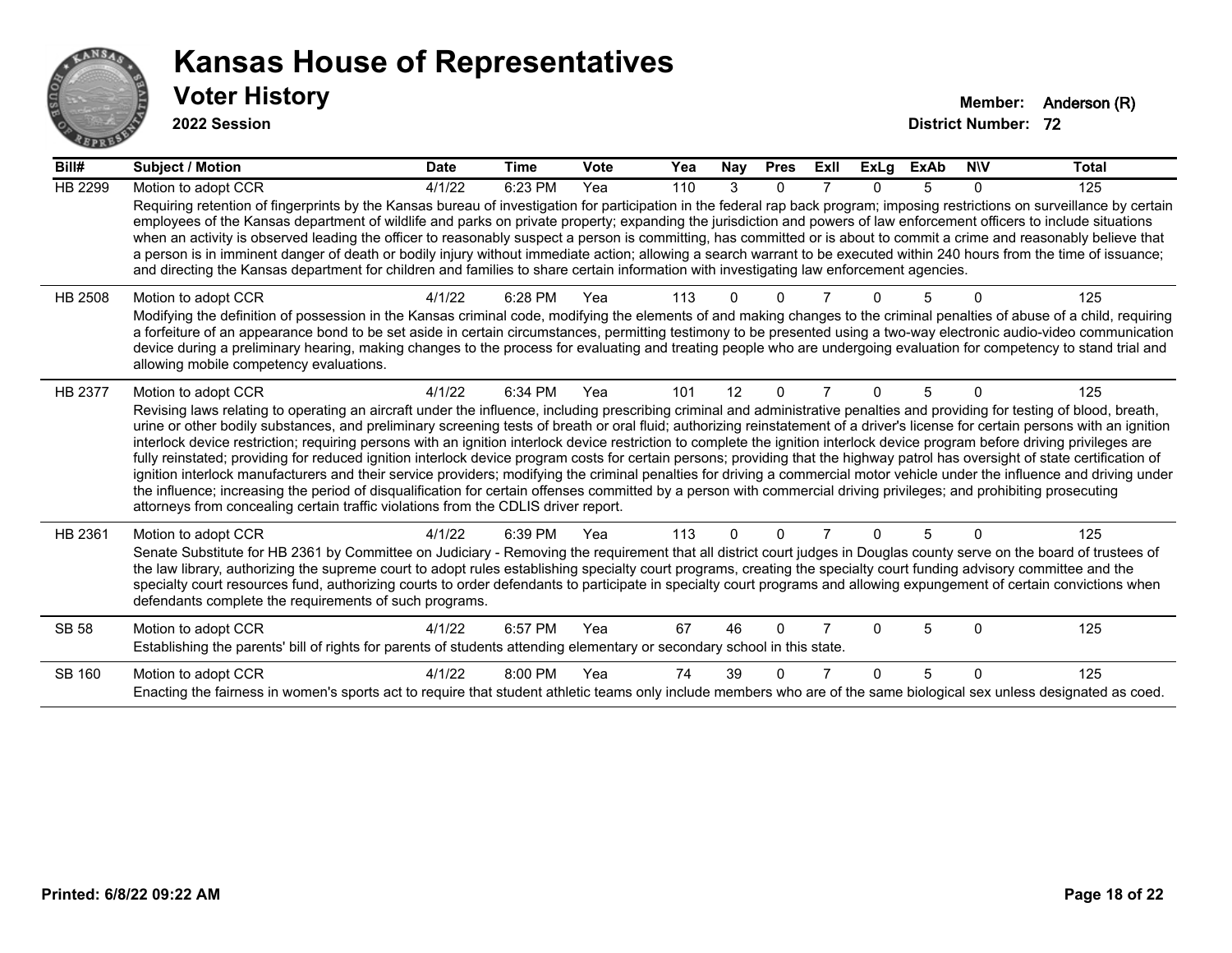# Kansas House of Representatives

## Voter History

**2022 Session**

**Member:** Anderson (R)
**District Number:** 72

| Bill# | Subject / Motion | Date | Time | Vote | Yea | Nay | Pres | ExII | ExLg | ExAb | N\V | Total |
|---|---|---|---|---|---|---|---|---|---|---|---|---|
| HB 2299 | Motion to adopt CCR | 4/1/22 | 6:23 PM | Yea | 110 | 3 | 0 | 7 | 0 | 5 | 0 | 125 |
| | Requiring retention of fingerprints by the Kansas bureau of investigation for participation in the federal rap back program; imposing restrictions on surveillance by certain employees of the Kansas department of wildlife and parks on private property; expanding the jurisdiction and powers of law enforcement officers to include situations when an activity is observed leading the officer to reasonably suspect a person is committing, has committed or is about to commit a crime and reasonably believe that a person is in imminent danger of death or bodily injury without immediate action; allowing a search warrant to be executed within 240 hours from the time of issuance; and directing the Kansas department for children and families to share certain information with investigating law enforcement agencies. | | | | | | | | | | | |
| HB 2508 | Motion to adopt CCR | 4/1/22 | 6:28 PM | Yea | 113 | 0 | 0 | 7 | 0 | 5 | 0 | 125 |
| | Modifying the definition of possession in the Kansas criminal code, modifying the elements of and making changes to the criminal penalties of abuse of a child, requiring a forfeiture of an appearance bond to be set aside in certain circumstances, permitting testimony to be presented using a two-way electronic audio-video communication device during a preliminary hearing, making changes to the process for evaluating and treating people who are undergoing evaluation for competency to stand trial and allowing mobile competency evaluations. | | | | | | | | | | | |
| HB 2377 | Motion to adopt CCR | 4/1/22 | 6:34 PM | Yea | 101 | 12 | 0 | 7 | 0 | 5 | 0 | 125 |
| | Revising laws relating to operating an aircraft under the influence, including prescribing criminal and administrative penalties and providing for testing of blood, breath, urine or other bodily substances, and preliminary screening tests of breath or oral fluid; authorizing reinstatement of a driver's license for certain persons with an ignition interlock device restriction; requiring persons with an ignition interlock device restriction to complete the ignition interlock device program before driving privileges are fully reinstated; providing for reduced ignition interlock device program costs for certain persons; providing that the highway patrol has oversight of state certification of ignition interlock manufacturers and their service providers; modifying the criminal penalties for driving a commercial motor vehicle under the influence and driving under the influence; increasing the period of disqualification for certain offenses committed by a person with commercial driving privileges; and prohibiting prosecuting attorneys from concealing certain traffic violations from the CDLIS driver report. | | | | | | | | | | | |
| HB 2361 | Motion to adopt CCR | 4/1/22 | 6:39 PM | Yea | 113 | 0 | 0 | 7 | 0 | 5 | 0 | 125 |
| | Senate Substitute for HB 2361 by Committee on Judiciary - Removing the requirement that all district court judges in Douglas county serve on the board of trustees of the law library, authorizing the supreme court to adopt rules establishing specialty court programs, creating the specialty court funding advisory committee and the specialty court resources fund, authorizing courts to order defendants to participate in specialty court programs and allowing expungement of certain convictions when defendants complete the requirements of such programs. | | | | | | | | | | | |
| SB 58 | Motion to adopt CCR | 4/1/22 | 6:57 PM | Yea | 67 | 46 | 0 | 7 | 0 | 5 | 0 | 125 |
| | Establishing the parents' bill of rights for parents of students attending elementary or secondary school in this state. | | | | | | | | | | | |
| SB 160 | Motion to adopt CCR | 4/1/22 | 8:00 PM | Yea | 74 | 39 | 0 | 7 | 0 | 5 | 0 | 125 |
| | Enacting the fairness in women's sports act to require that student athletic teams only include members who are of the same biological sex unless designated as coed. | | | | | | | | | | | |

Printed: 6/8/22 09:22 AM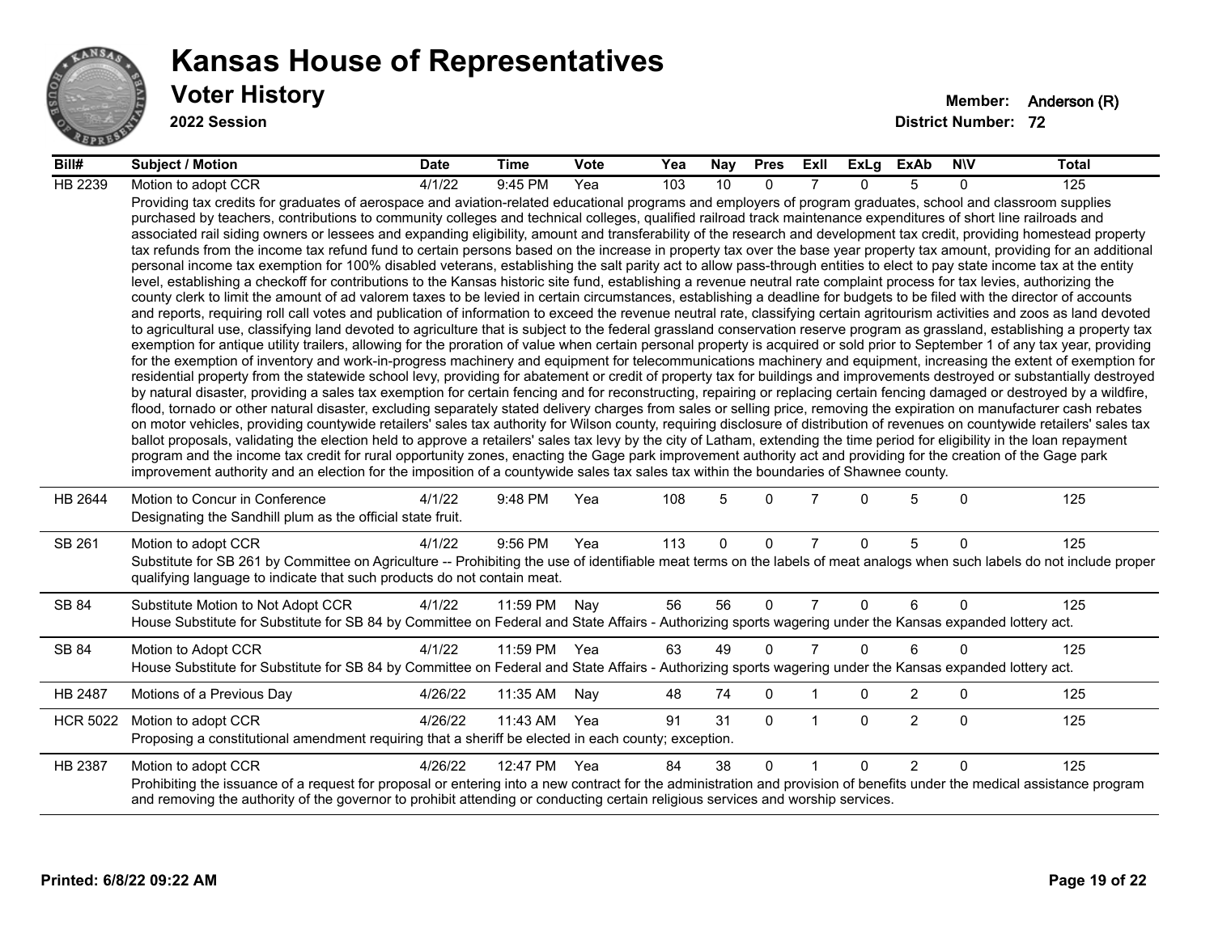# Kansas House of Representatives

## Voter History

**2022 Session**

**Member:** Anderson (R)
**District Number:** 72

| Bill# | Subject / Motion | Date | Time | Vote | Yea | Nay | Pres | ExII | ExLg | ExAb | N\V | Total |
|---|---|---|---|---|---|---|---|---|---|---|---|---|
| HB 2239 | Motion to adopt CCR | 4/1/22 | 9:45 PM | Yea | 103 | 10 | 0 | 7 | 0 | 5 | 0 | 125 |
| | Providing tax credits for graduates of aerospace and aviation-related educational programs and employers of program graduates, school and classroom supplies purchased by teachers, contributions to community colleges and technical colleges, qualified railroad track maintenance expenditures of short line railroads and associated rail siding owners or lessees and expanding eligibility, amount and transferability of the research and development tax credit, providing homestead property tax refunds from the income tax refund fund to certain persons based on the increase in property tax over the base year property tax amount, providing for an additional personal income tax exemption for 100% disabled veterans, establishing the salt parity act to allow pass-through entities to elect to pay state income tax at the entity level, establishing a checkoff for contributions to the Kansas historic site fund, establishing a revenue neutral rate complaint process for tax levies, authorizing the county clerk to limit the amount of ad valorem taxes to be levied in certain circumstances, establishing a deadline for budgets to be filed with the director of accounts and reports, requiring roll call votes and publication of information to exceed the revenue neutral rate, classifying certain agritourism activities and zoos as land devoted to agricultural use, classifying land devoted to agriculture that is subject to the federal grassland conservation reserve program as grassland, establishing a property tax exemption for antique utility trailers, allowing for the proration of value when certain personal property is acquired or sold prior to September 1 of any tax year, providing for the exemption of inventory and work-in-progress machinery and equipment for telecommunications machinery and equipment, increasing the extent of exemption for residential property from the statewide school levy, providing for abatement or credit of property tax for buildings and improvements destroyed or substantially destroyed by natural disaster, providing a sales tax exemption for certain fencing and for reconstructing, repairing or replacing certain fencing damaged or destroyed by a wildfire, flood, tornado or other natural disaster, excluding separately stated delivery charges from sales or selling price, removing the expiration on manufacturer cash rebates on motor vehicles, providing countywide retailers' sales tax authority for Wilson county, requiring disclosure of distribution of revenues on countywide retailers' sales tax ballot proposals, validating the election held to approve a retailers' sales tax levy by the city of Latham, extending the time period for eligibility in the loan repayment program and the income tax credit for rural opportunity zones, enacting the Gage park improvement authority act and providing for the creation of the Gage park improvement authority and an election for the imposition of a countywide sales tax sales tax within the boundaries of Shawnee county. | | | | | | | | | | | |
| HB 2644 | Motion to Concur in Conference | 4/1/22 | 9:48 PM | Yea | 108 | 5 | 0 | 7 | 0 | 5 | 0 | 125 |
| | Designating the Sandhill plum as the official state fruit. | | | | | | | | | | | |
| SB 261 | Motion to adopt CCR | 4/1/22 | 9:56 PM | Yea | 113 | 0 | 0 | 7 | 0 | 5 | 0 | 125 |
| | Substitute for SB 261 by Committee on Agriculture -- Prohibiting the use of identifiable meat terms on the labels of meat analogs when such labels do not include proper qualifying language to indicate that such products do not contain meat. | | | | | | | | | | | |
| SB 84 | Substitute Motion to Not Adopt CCR | 4/1/22 | 11:59 PM | Nay | 56 | 56 | 0 | 7 | 0 | 6 | 0 | 125 |
| | House Substitute for Substitute for SB 84 by Committee on Federal and State Affairs - Authorizing sports wagering under the Kansas expanded lottery act. | | | | | | | | | | | |
| SB 84 | Motion to Adopt CCR | 4/1/22 | 11:59 PM | Yea | 63 | 49 | 0 | 7 | 0 | 6 | 0 | 125 |
| | House Substitute for Substitute for SB 84 by Committee on Federal and State Affairs - Authorizing sports wagering under the Kansas expanded lottery act. | | | | | | | | | | | |
| HB 2487 | Motions of a Previous Day | 4/26/22 | 11:35 AM | Nay | 48 | 74 | 0 | 1 | 0 | 2 | 0 | 125 |
| HCR 5022 | Motion to adopt CCR | 4/26/22 | 11:43 AM | Yea | 91 | 31 | 0 | 1 | 0 | 2 | 0 | 125 |
| | Proposing a constitutional amendment requiring that a sheriff be elected in each county; exception. | | | | | | | | | | | |
| HB 2387 | Motion to adopt CCR | 4/26/22 | 12:47 PM | Yea | 84 | 38 | 0 | 1 | 0 | 2 | 0 | 125 |
| | Prohibiting the issuance of a request for proposal or entering into a new contract for the administration and provision of benefits under the medical assistance program and removing the authority of the governor to prohibit attending or conducting certain religious services and worship services. | | | | | | | | | | | |

**Printed: 6/8/22 09:22 AM**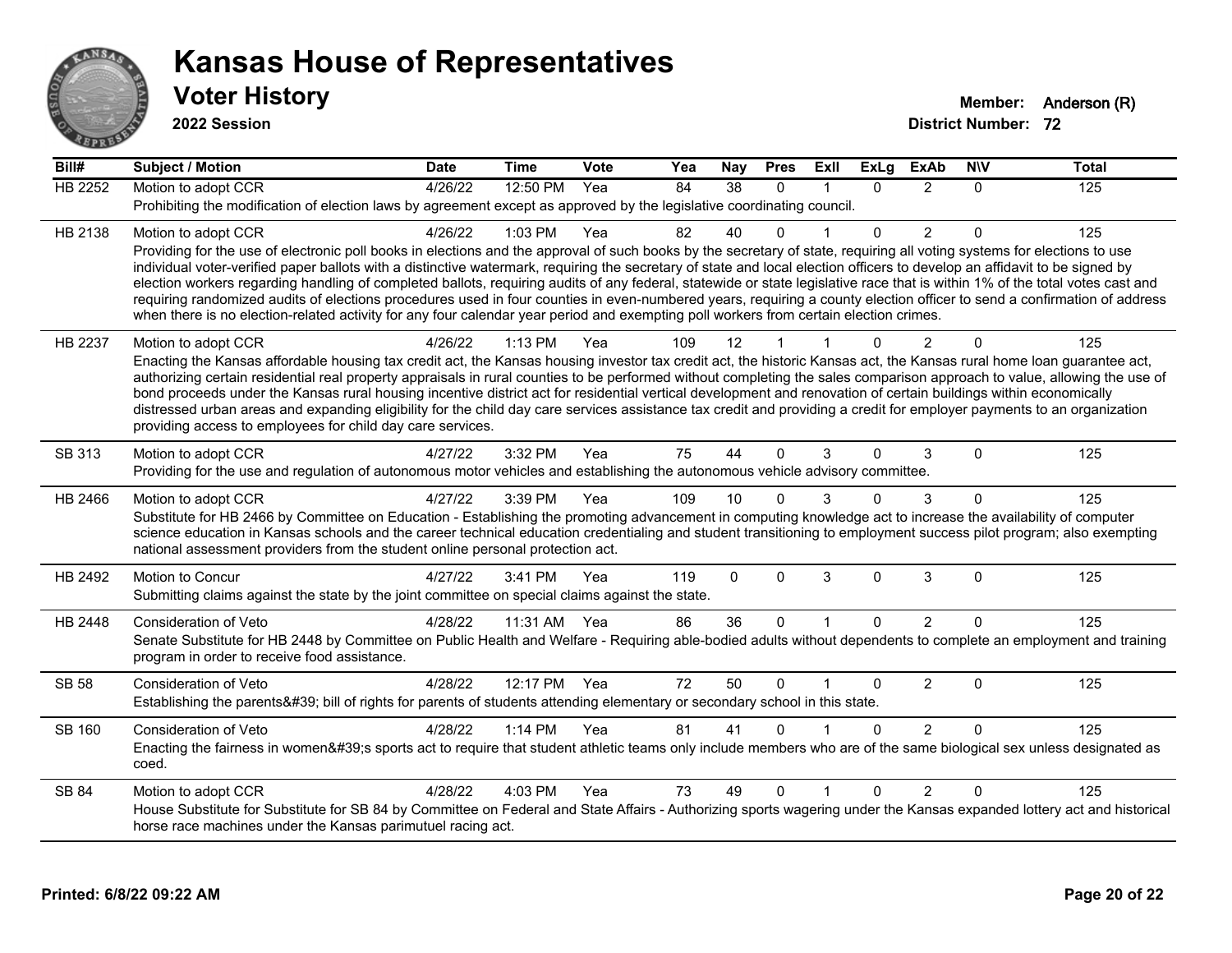# Kansas House of Representatives

## Voter History

**2022 Session**

**Member:** Anderson (R)
**District Number:** 72

| Bill# | Subject / Motion | Date | Time | Vote | Yea | Nay | Pres | ExII | ExLg | ExAb | N\V | Total |
|---|---|---|---|---|---|---|---|---|---|---|---|---|
| HB 2252 | Motion to adopt CCR | 4/26/22 | 12:50 PM | Yea | 84 | 38 | 0 | 1 | 0 | 2 | 0 | 125 |
| | Prohibiting the modification of election laws by agreement except as approved by the legislative coordinating council. | | | | | | | | | | | |
| HB 2138 | Motion to adopt CCR | 4/26/22 | 1:03 PM | Yea | 82 | 40 | 0 | 1 | 0 | 2 | 0 | 125 |
| | Providing for the use of electronic poll books in elections and the approval of such books by the secretary of state, requiring all voting systems for elections to use individual voter-verified paper ballots with a distinctive watermark, requiring the secretary of state and local election officers to develop an affidavit to be signed by election workers regarding handling of completed ballots, requiring audits of any federal, statewide or state legislative race that is within 1% of the total votes cast and requiring randomized audits of elections procedures used in four counties in even-numbered years, requiring a county election officer to send a confirmation of address when there is no election-related activity for any four calendar year period and exempting poll workers from certain election crimes. | | | | | | | | | | | |
| HB 2237 | Motion to adopt CCR | 4/26/22 | 1:13 PM | Yea | 109 | 12 | 1 | 1 | 0 | 2 | 0 | 125 |
| | Enacting the Kansas affordable housing tax credit act, the Kansas housing investor tax credit act, the historic Kansas act, the Kansas rural home loan guarantee act, authorizing certain residential real property appraisals in rural counties to be performed without completing the sales comparison approach to value, allowing the use of bond proceeds under the Kansas rural housing incentive district act for residential vertical development and renovation of certain buildings within economically distressed urban areas and expanding eligibility for the child day care services assistance tax credit and providing a credit for employer payments to an organization providing access to employees for child day care services. | | | | | | | | | | | |
| SB 313 | Motion to adopt CCR | 4/27/22 | 3:32 PM | Yea | 75 | 44 | 0 | 3 | 0 | 3 | 0 | 125 |
| | Providing for the use and regulation of autonomous motor vehicles and establishing the autonomous vehicle advisory committee. | | | | | | | | | | | |
| HB 2466 | Motion to adopt CCR | 4/27/22 | 3:39 PM | Yea | 109 | 10 | 0 | 3 | 0 | 3 | 0 | 125 |
| | Substitute for HB 2466 by Committee on Education - Establishing the promoting advancement in computing knowledge act to increase the availability of computer science education in Kansas schools and the career technical education credentialing and student transitioning to employment success pilot program; also exempting national assessment providers from the student online personal protection act. | | | | | | | | | | | |
| HB 2492 | Motion to Concur | 4/27/22 | 3:41 PM | Yea | 119 | 0 | 0 | 3 | 0 | 3 | 0 | 125 |
| | Submitting claims against the state by the joint committee on special claims against the state. | | | | | | | | | | | |
| HB 2448 | Consideration of Veto | 4/28/22 | 11:31 AM | Yea | 86 | 36 | 0 | 1 | 0 | 2 | 0 | 125 |
| | Senate Substitute for HB 2448 by Committee on Public Health and Welfare - Requiring able-bodied adults without dependents to complete an employment and training program in order to receive food assistance. | | | | | | | | | | | |
| SB 58 | Consideration of Veto | 4/28/22 | 12:17 PM | Yea | 72 | 50 | 0 | 1 | 0 | 2 | 0 | 125 |
| | Establishing the parents&#39; bill of rights for parents of students attending elementary or secondary school in this state. | | | | | | | | | | | |
| SB 160 | Consideration of Veto | 4/28/22 | 1:14 PM | Yea | 81 | 41 | 0 | 1 | 0 | 2 | 0 | 125 |
| | Enacting the fairness in women&#39;s sports act to require that student athletic teams only include members who are of the same biological sex unless designated as coed. | | | | | | | | | | | |
| SB 84 | Motion to adopt CCR | 4/28/22 | 4:03 PM | Yea | 73 | 49 | 0 | 1 | 0 | 2 | 0 | 125 |
| | House Substitute for Substitute for SB 84 by Committee on Federal and State Affairs - Authorizing sports wagering under the Kansas expanded lottery act and historical horse race machines under the Kansas parimutuel racing act. | | | | | | | | | | | |

**Printed: 6/8/22 09:22 AM**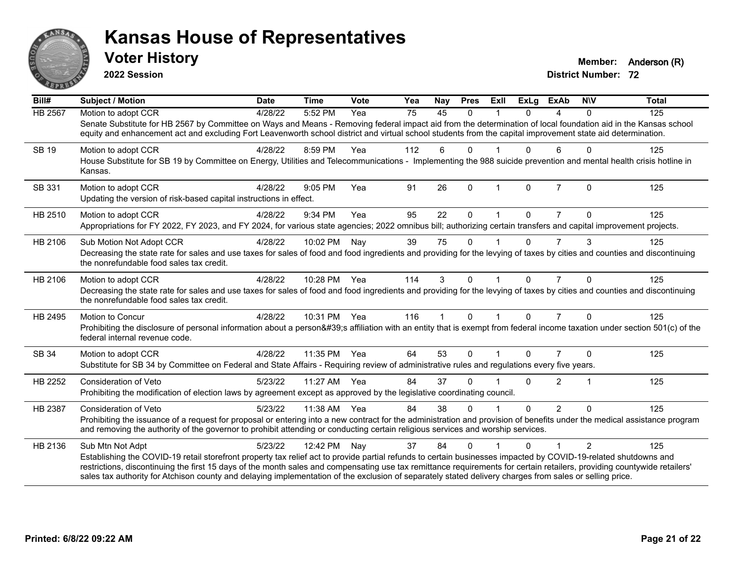# Kansas House of Representatives

## Voter History

**2022 Session**

**Member:** Anderson (R)

**District Number:** 72

| Bill# | Subject / Motion | Date | Time | Vote | Yea | Nay | Pres | ExII | ExLg | ExAb | N\V | Total |
|---|---|---|---|---|---|---|---|---|---|---|---|---|
| HB 2567 | Motion to adopt CCR | 4/28/22 | 5:52 PM | Yea | 75 | 45 | 0 | 1 | 0 | 4 | 0 | 125 |
| | Senate Substitute for HB 2567 by Committee on Ways and Means - Removing federal impact aid from the determination of local foundation aid in the Kansas school equity and enhancement act and excluding Fort Leavenworth school district and virtual school students from the capital improvement state aid determination. | | | | | | | | | | | |
| SB 19 | Motion to adopt CCR | 4/28/22 | 8:59 PM | Yea | 112 | 6 | 0 | 1 | 0 | 6 | 0 | 125 |
| | House Substitute for SB 19 by Committee on Energy, Utilities and Telecommunications - Implementing the 988 suicide prevention and mental health crisis hotline in Kansas. | | | | | | | | | | | |
| SB 331 | Motion to adopt CCR | 4/28/22 | 9:05 PM | Yea | 91 | 26 | 0 | 1 | 0 | 7 | 0 | 125 |
| | Updating the version of risk-based capital instructions in effect. | | | | | | | | | | | |
| HB 2510 | Motion to adopt CCR | 4/28/22 | 9:34 PM | Yea | 95 | 22 | 0 | 1 | 0 | 7 | 0 | 125 |
| | Appropriations for FY 2022, FY 2023, and FY 2024, for various state agencies; 2022 omnibus bill; authorizing certain transfers and capital improvement projects. | | | | | | | | | | | |
| HB 2106 | Sub Motion Not Adopt CCR | 4/28/22 | 10:02 PM | Nay | 39 | 75 | 0 | 1 | 0 | 7 | 3 | 125 |
| | Decreasing the state rate for sales and use taxes for sales of food and food ingredients and providing for the levying of taxes by cities and counties and discontinuing the nonrefundable food sales tax credit. | | | | | | | | | | | |
| HB 2106 | Motion to adopt CCR | 4/28/22 | 10:28 PM | Yea | 114 | 3 | 0 | 1 | 0 | 7 | 0 | 125 |
| | Decreasing the state rate for sales and use taxes for sales of food and food ingredients and providing for the levying of taxes by cities and counties and discontinuing the nonrefundable food sales tax credit. | | | | | | | | | | | |
| HB 2495 | Motion to Concur | 4/28/22 | 10:31 PM | Yea | 116 | 1 | 0 | 1 | 0 | 7 | 0 | 125 |
| | Prohibiting the disclosure of personal information about a person&#39;s affiliation with an entity that is exempt from federal income taxation under section 501(c) of the federal internal revenue code. | | | | | | | | | | | |
| SB 34 | Motion to adopt CCR | 4/28/22 | 11:35 PM | Yea | 64 | 53 | 0 | 1 | 0 | 7 | 0 | 125 |
| | Substitute for SB 34 by Committee on Federal and State Affairs - Requiring review of administrative rules and regulations every five years. | | | | | | | | | | | |
| HB 2252 | Consideration of Veto | 5/23/22 | 11:27 AM | Yea | 84 | 37 | 0 | 1 | 0 | 2 | 1 | 125 |
| | Prohibiting the modification of election laws by agreement except as approved by the legislative coordinating council. | | | | | | | | | | | |
| HB 2387 | Consideration of Veto | 5/23/22 | 11:38 AM | Yea | 84 | 38 | 0 | 1 | 0 | 2 | 0 | 125 |
| | Prohibiting the issuance of a request for proposal or entering into a new contract for the administration and provision of benefits under the medical assistance program and removing the authority of the governor to prohibit attending or conducting certain religious services and worship services. | | | | | | | | | | | |
| HB 2136 | Sub Mtn Not Adpt | 5/23/22 | 12:42 PM | Nay | 37 | 84 | 0 | 1 | 0 | 1 | 2 | 125 |
| | Establishing the COVID-19 retail storefront property tax relief act to provide partial refunds to certain businesses impacted by COVID-19-related shutdowns and restrictions, discontinuing the first 15 days of the month sales and compensating use tax remittance requirements for certain retailers, providing countywide retailers' sales tax authority for Atchison county and delaying implementation of the exclusion of separately stated delivery charges from sales or selling price. | | | | | | | | | | | |

**Printed: 6/8/22 09:22 AM**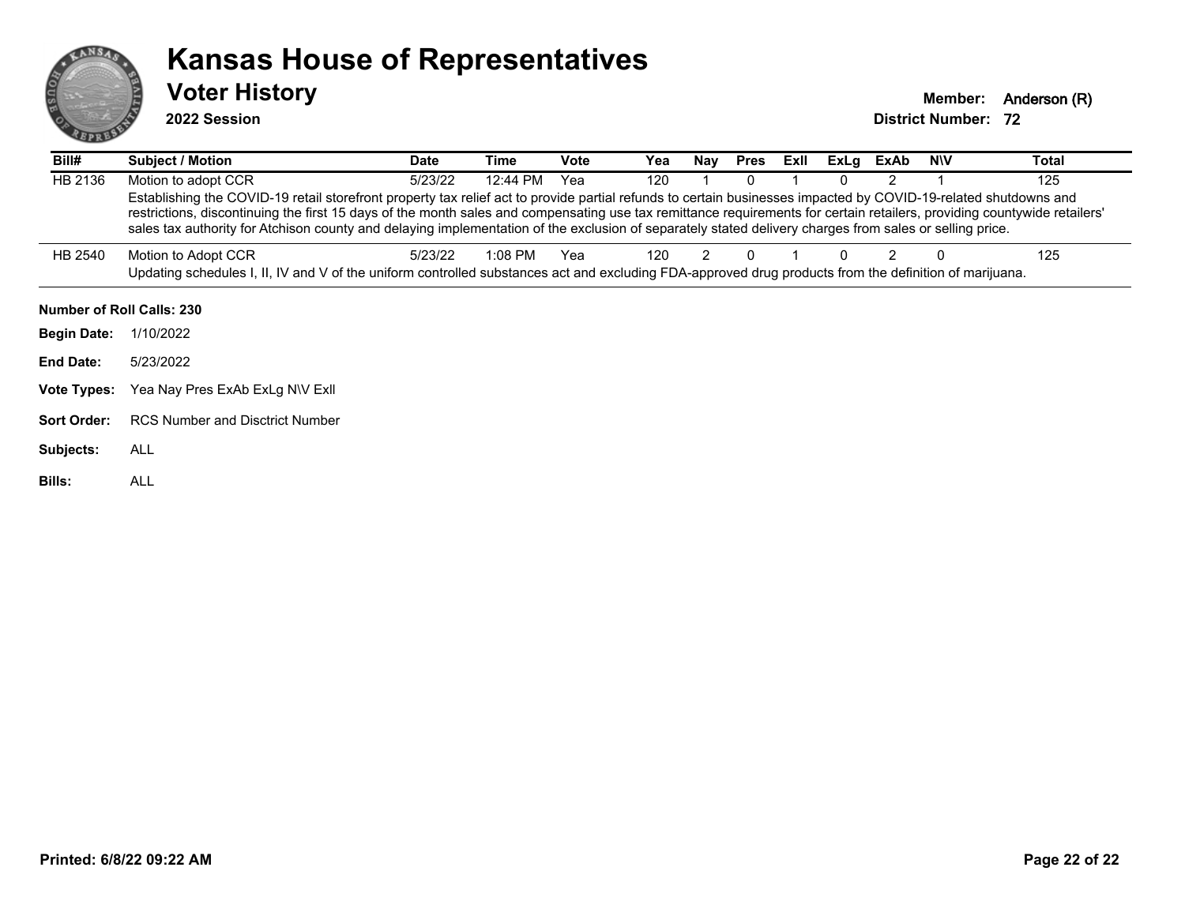# Kansas House of Representatives

## Voter History

**2022 Session**

**Member:** Anderson (R)

**District Number:** 72

| Bill# | Subject / Motion | Date | Time | Vote | Yea | Nay | Pres | ExII | ExLg | ExAb | N\V | Total |
|---|---|---|---|---|---|---|---|---|---|---|---|---|
| HB 2136 | Motion to adopt CCR | 5/23/22 | 12:44 PM | Yea | 120 | 1 | 0 | 1 | 0 | 2 | 1 | 125 |
| | Establishing the COVID-19 retail storefront property tax relief act to provide partial refunds to certain businesses impacted by COVID-19-related shutdowns and restrictions, discontinuing the first 15 days of the month sales and compensating use tax remittance requirements for certain retailers, providing countywide retailers' sales tax authority for Atchison county and delaying implementation of the exclusion of separately stated delivery charges from sales or selling price. | | | | | | | | | | | |
| HB 2540 | Motion to Adopt CCR | 5/23/22 | 1:08 PM | Yea | 120 | 2 | 0 | 1 | 0 | 2 | 0 | 125 |
| | Updating schedules I, II, IV and V of the uniform controlled substances act and excluding FDA-approved drug products from the definition of marijuana. | | | | | | | | | | | |

**Number of Roll Calls: 230**

**Begin Date:** 1/10/2022

**End Date:** 5/23/2022

**Vote Types:** Yea Nay Pres ExAb ExLg N\V ExII

**Sort Order:** RCS Number and Disctrict Number

**Subjects:** ALL

**Bills:** ALL

**Printed: 6/8/22 09:22 AM**